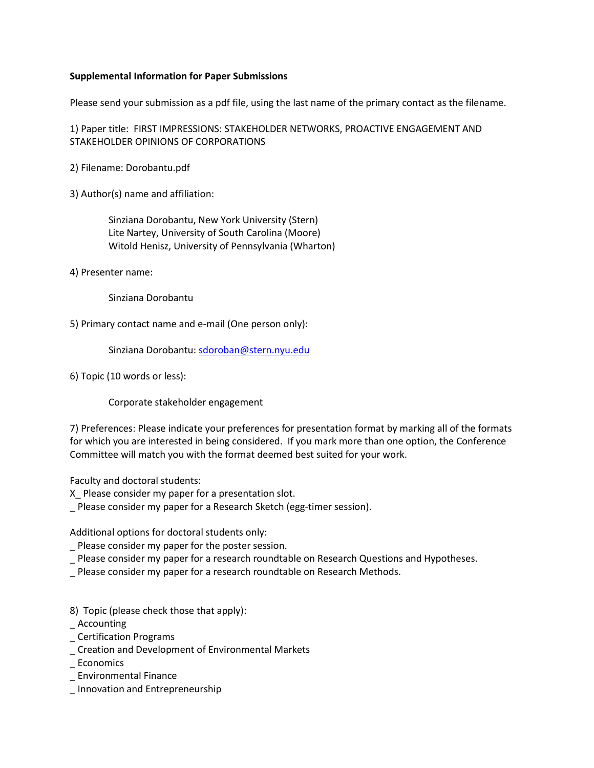**Supplemental Information for Paper Submissions**

Please send your submission as a pdf file, using the last name of the primary contact as the filename.

1) Paper title: FIRST IMPRESSIONS: STAKEHOLDER NETWORKS, PROACTIVE ENGAGEMENT AND STAKEHOLDER OPINIONS OF CORPORATIONS

2) Filename: Dorobantu.pdf

3) Author(s) name and affiliation:

Sinziana Dorobantu, New York University (Stern)
Lite Nartey, University of South Carolina (Moore)
Witold Henisz, University of Pennsylvania (Wharton)

4) Presenter name:

Sinziana Dorobantu

5) Primary contact name and e-mail (One person only):

Sinziana Dorobantu: sdoroban@stern.nyu.edu

6) Topic (10 words or less):

Corporate stakeholder engagement

7) Preferences: Please indicate your preferences for presentation format by marking all of the formats for which you are interested in being considered. If you mark more than one option, the Conference Committee will match you with the format deemed best suited for your work.

Faculty and doctoral students:
X_ Please consider my paper for a presentation slot.
_ Please consider my paper for a Research Sketch (egg-timer session).

Additional options for doctoral students only:
_ Please consider my paper for the poster session.
_ Please consider my paper for a research roundtable on Research Questions and Hypotheses.
_ Please consider my paper for a research roundtable on Research Methods.

8) Topic (please check those that apply):
_ Accounting
_ Certification Programs
_ Creation and Development of Environmental Markets
_ Economics
_ Environmental Finance
_ Innovation and Entrepreneurship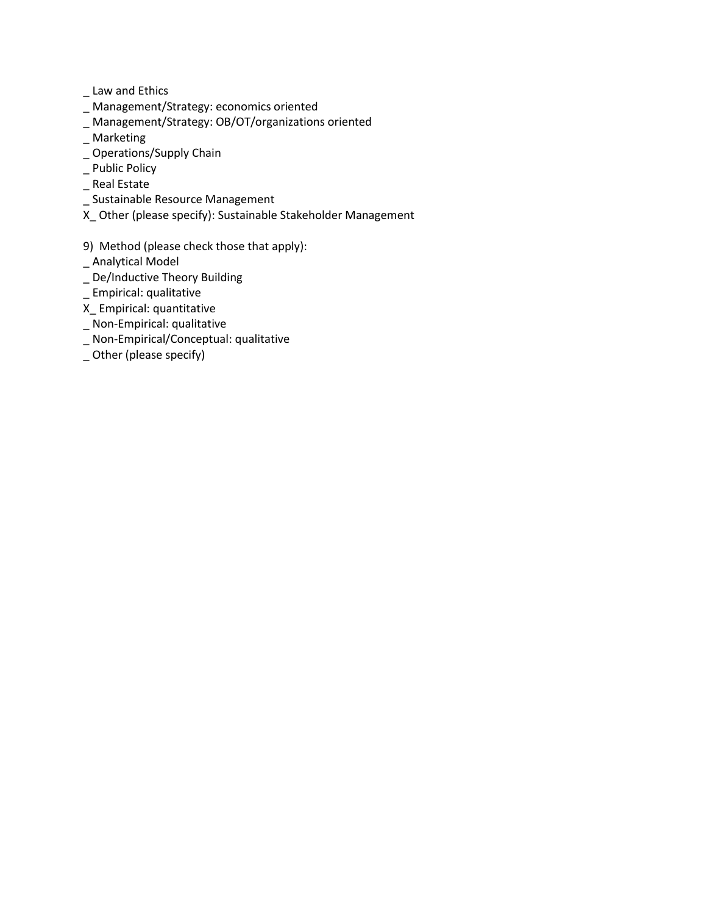_ Law and Ethics
_ Management/Strategy: economics oriented
_ Management/Strategy: OB/OT/organizations oriented
_ Marketing
_ Operations/Supply Chain
_ Public Policy
_ Real Estate
_ Sustainable Resource Management
X_ Other (please specify): Sustainable Stakeholder Management

9) Method (please check those that apply):
_ Analytical Model
_ De/Inductive Theory Building
_ Empirical: qualitative
X_ Empirical: quantitative
_ Non-Empirical: qualitative
_ Non-Empirical/Conceptual: qualitative
_ Other (please specify)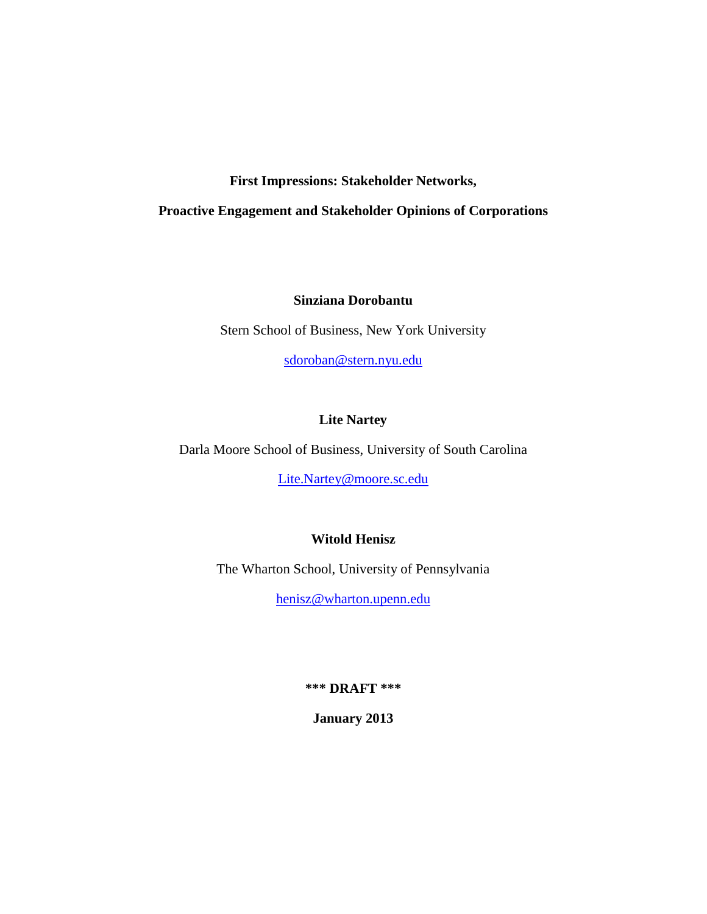**First Impressions: Stakeholder Networks,**

**Proactive Engagement and Stakeholder Opinions of Corporations**

**Sinziana Dorobantu**

Stern School of Business, New York University

sdoroban@stern.nyu.edu

**Lite Nartey**

Darla Moore School of Business, University of South Carolina

Lite.Nartey@moore.sc.edu

**Witold Henisz**

The Wharton School, University of Pennsylvania

henisz@wharton.upenn.edu

**\*\*\* DRAFT \*\*\***

**January 2013**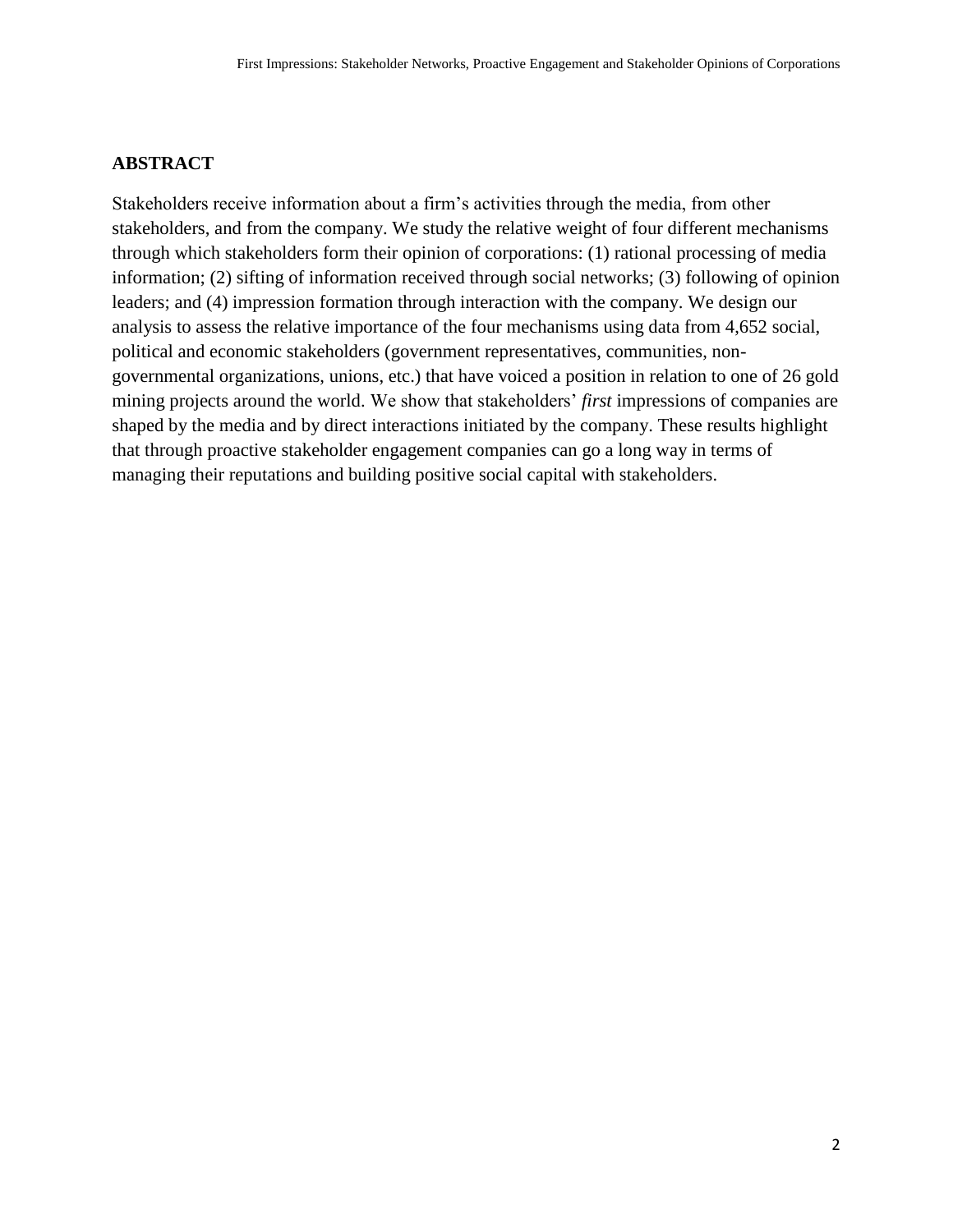## ABSTRACT

Stakeholders receive information about a firm's activities through the media, from other stakeholders, and from the company. We study the relative weight of four different mechanisms through which stakeholders form their opinion of corporations: (1) rational processing of media information; (2) sifting of information received through social networks; (3) following of opinion leaders; and (4) impression formation through interaction with the company. We design our analysis to assess the relative importance of the four mechanisms using data from 4,652 social, political and economic stakeholders (government representatives, communities, non-governmental organizations, unions, etc.) that have voiced a position in relation to one of 26 gold mining projects around the world. We show that stakeholders' *first* impressions of companies are shaped by the media and by direct interactions initiated by the company. These results highlight that through proactive stakeholder engagement companies can go a long way in terms of managing their reputations and building positive social capital with stakeholders.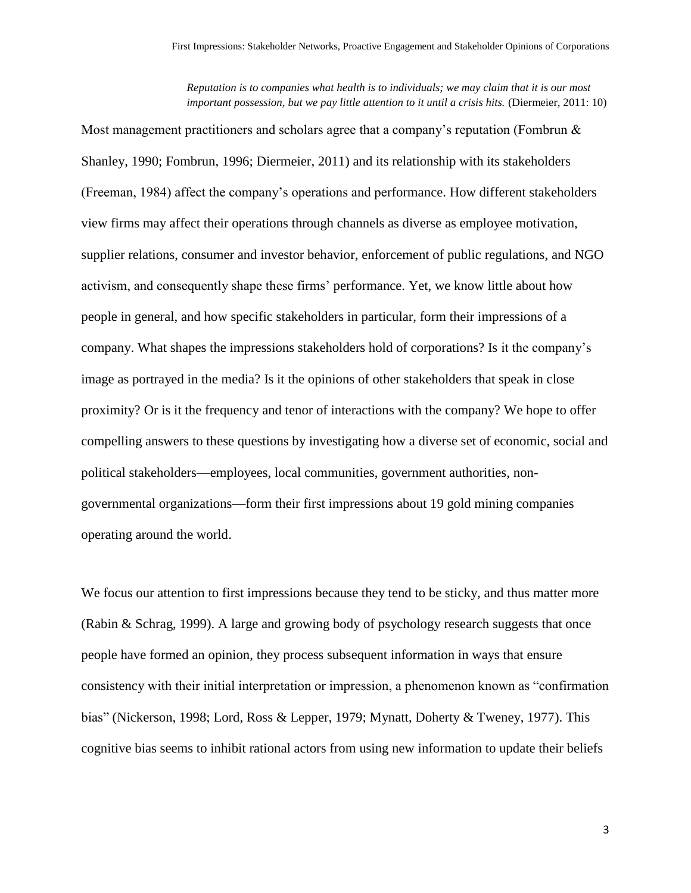> *Reputation is to companies what health is to individuals; we may claim that it is our most important possession, but we pay little attention to it until a crisis hits.* (Diermeier, 2011: 10)

Most management practitioners and scholars agree that a company's reputation (Fombrun & Shanley, 1990; Fombrun, 1996; Diermeier, 2011) and its relationship with its stakeholders (Freeman, 1984) affect the company's operations and performance. How different stakeholders view firms may affect their operations through channels as diverse as employee motivation, supplier relations, consumer and investor behavior, enforcement of public regulations, and NGO activism, and consequently shape these firms' performance. Yet, we know little about how people in general, and how specific stakeholders in particular, form their impressions of a company. What shapes the impressions stakeholders hold of corporations? Is it the company's image as portrayed in the media? Is it the opinions of other stakeholders that speak in close proximity? Or is it the frequency and tenor of interactions with the company? We hope to offer compelling answers to these questions by investigating how a diverse set of economic, social and political stakeholders—employees, local communities, government authorities, non-governmental organizations—form their first impressions about 19 gold mining companies operating around the world.

We focus our attention to first impressions because they tend to be sticky, and thus matter more (Rabin & Schrag, 1999). A large and growing body of psychology research suggests that once people have formed an opinion, they process subsequent information in ways that ensure consistency with their initial interpretation or impression, a phenomenon known as "confirmation bias" (Nickerson, 1998; Lord, Ross & Lepper, 1979; Mynatt, Doherty & Tweney, 1977). This cognitive bias seems to inhibit rational actors from using new information to update their beliefs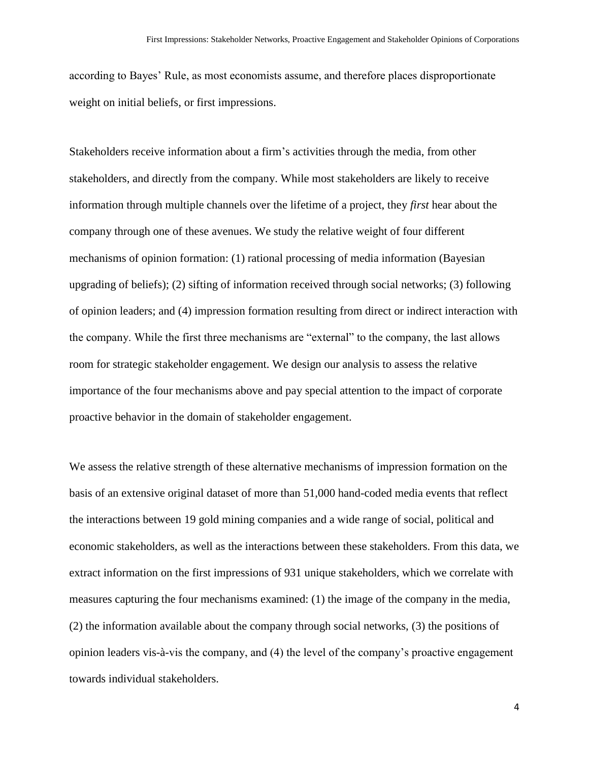according to Bayes' Rule, as most economists assume, and therefore places disproportionate weight on initial beliefs, or first impressions.

Stakeholders receive information about a firm's activities through the media, from other stakeholders, and directly from the company. While most stakeholders are likely to receive information through multiple channels over the lifetime of a project, they *first* hear about the company through one of these avenues. We study the relative weight of four different mechanisms of opinion formation: (1) rational processing of media information (Bayesian upgrading of beliefs); (2) sifting of information received through social networks; (3) following of opinion leaders; and (4) impression formation resulting from direct or indirect interaction with the company. While the first three mechanisms are "external" to the company, the last allows room for strategic stakeholder engagement. We design our analysis to assess the relative importance of the four mechanisms above and pay special attention to the impact of corporate proactive behavior in the domain of stakeholder engagement.

We assess the relative strength of these alternative mechanisms of impression formation on the basis of an extensive original dataset of more than 51,000 hand-coded media events that reflect the interactions between 19 gold mining companies and a wide range of social, political and economic stakeholders, as well as the interactions between these stakeholders. From this data, we extract information on the first impressions of 931 unique stakeholders, which we correlate with measures capturing the four mechanisms examined: (1) the image of the company in the media, (2) the information available about the company through social networks, (3) the positions of opinion leaders vis-à-vis the company, and (4) the level of the company's proactive engagement towards individual stakeholders.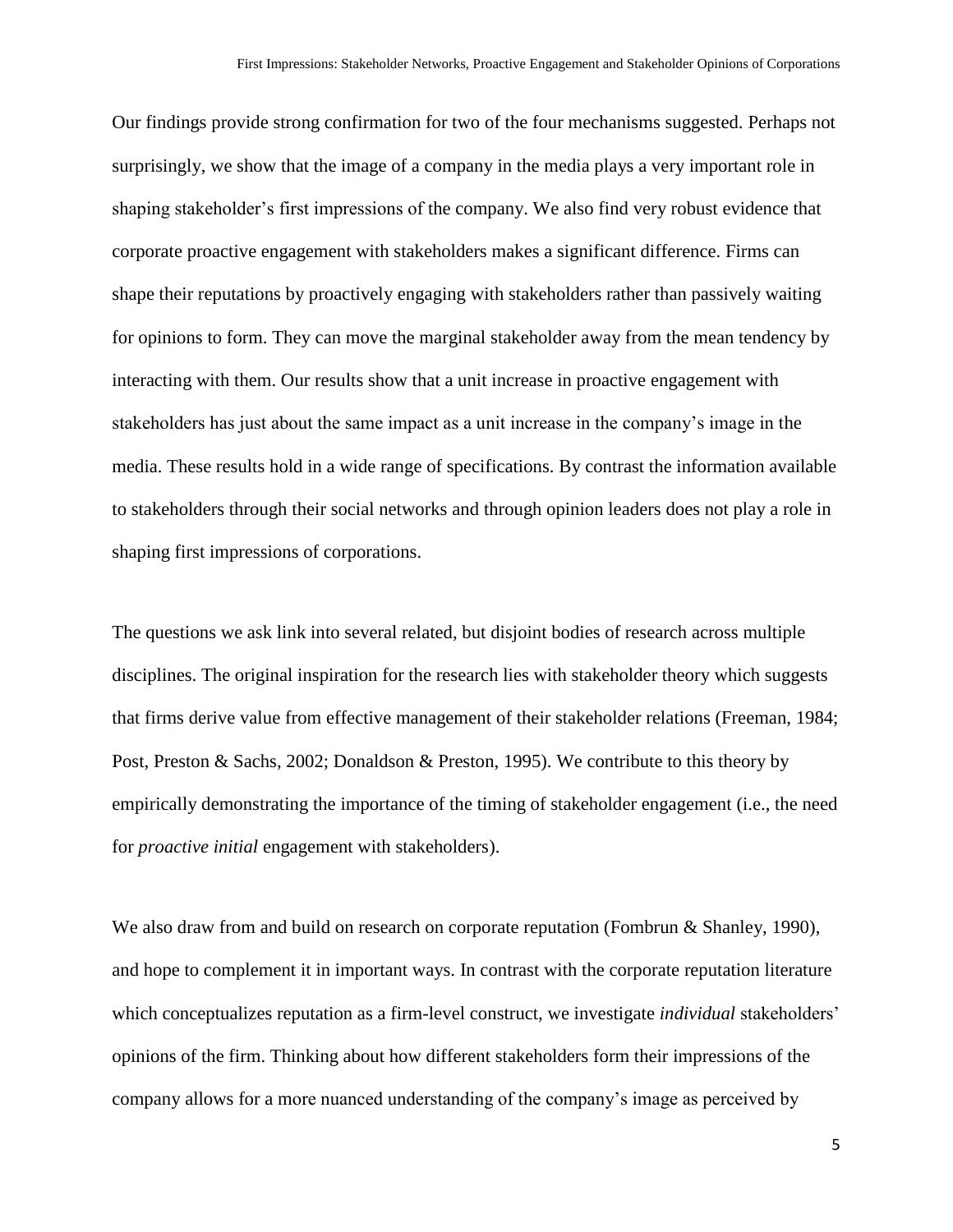Our findings provide strong confirmation for two of the four mechanisms suggested. Perhaps not surprisingly, we show that the image of a company in the media plays a very important role in shaping stakeholder's first impressions of the company. We also find very robust evidence that corporate proactive engagement with stakeholders makes a significant difference. Firms can shape their reputations by proactively engaging with stakeholders rather than passively waiting for opinions to form. They can move the marginal stakeholder away from the mean tendency by interacting with them. Our results show that a unit increase in proactive engagement with stakeholders has just about the same impact as a unit increase in the company's image in the media. These results hold in a wide range of specifications. By contrast the information available to stakeholders through their social networks and through opinion leaders does not play a role in shaping first impressions of corporations.

The questions we ask link into several related, but disjoint bodies of research across multiple disciplines. The original inspiration for the research lies with stakeholder theory which suggests that firms derive value from effective management of their stakeholder relations (Freeman, 1984; Post, Preston & Sachs, 2002; Donaldson & Preston, 1995). We contribute to this theory by empirically demonstrating the importance of the timing of stakeholder engagement (i.e., the need for *proactive initial* engagement with stakeholders).

We also draw from and build on research on corporate reputation (Fombrun & Shanley, 1990), and hope to complement it in important ways. In contrast with the corporate reputation literature which conceptualizes reputation as a firm-level construct, we investigate *individual* stakeholders' opinions of the firm. Thinking about how different stakeholders form their impressions of the company allows for a more nuanced understanding of the company's image as perceived by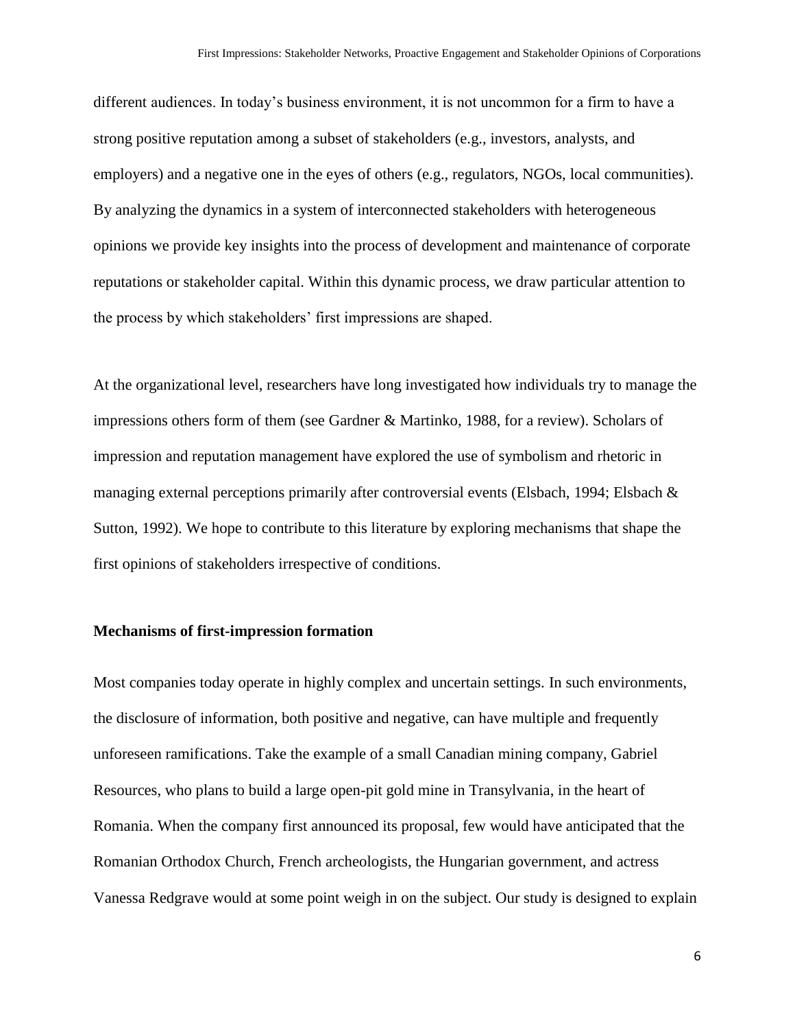different audiences. In today's business environment, it is not uncommon for a firm to have a strong positive reputation among a subset of stakeholders (e.g., investors, analysts, and employers) and a negative one in the eyes of others (e.g., regulators, NGOs, local communities). By analyzing the dynamics in a system of interconnected stakeholders with heterogeneous opinions we provide key insights into the process of development and maintenance of corporate reputations or stakeholder capital. Within this dynamic process, we draw particular attention to the process by which stakeholders' first impressions are shaped.

At the organizational level, researchers have long investigated how individuals try to manage the impressions others form of them (see Gardner & Martinko, 1988, for a review). Scholars of impression and reputation management have explored the use of symbolism and rhetoric in managing external perceptions primarily after controversial events (Elsbach, 1994; Elsbach & Sutton, 1992). We hope to contribute to this literature by exploring mechanisms that shape the first opinions of stakeholders irrespective of conditions.

**Mechanisms of first-impression formation**

Most companies today operate in highly complex and uncertain settings. In such environments, the disclosure of information, both positive and negative, can have multiple and frequently unforeseen ramifications. Take the example of a small Canadian mining company, Gabriel Resources, who plans to build a large open-pit gold mine in Transylvania, in the heart of Romania. When the company first announced its proposal, few would have anticipated that the Romanian Orthodox Church, French archeologists, the Hungarian government, and actress Vanessa Redgrave would at some point weigh in on the subject. Our study is designed to explain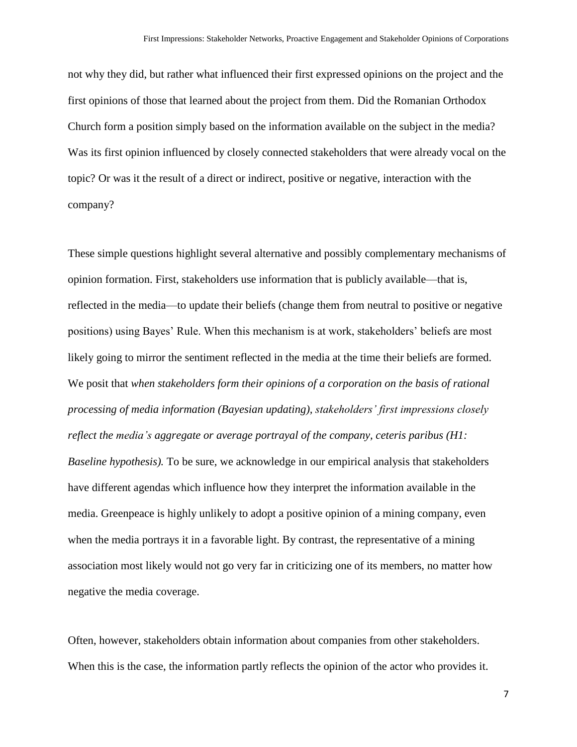not why they did, but rather what influenced their first expressed opinions on the project and the first opinions of those that learned about the project from them. Did the Romanian Orthodox Church form a position simply based on the information available on the subject in the media? Was its first opinion influenced by closely connected stakeholders that were already vocal on the topic? Or was it the result of a direct or indirect, positive or negative, interaction with the company?

These simple questions highlight several alternative and possibly complementary mechanisms of opinion formation. First, stakeholders use information that is publicly available—that is, reflected in the media—to update their beliefs (change them from neutral to positive or negative positions) using Bayes' Rule. When this mechanism is at work, stakeholders' beliefs are most likely going to mirror the sentiment reflected in the media at the time their beliefs are formed. We posit that *when stakeholders form their opinions of a corporation on the basis of rational processing of media information (Bayesian updating), stakeholders' first impressions closely reflect the media's aggregate or average portrayal of the company, ceteris paribus (H1: Baseline hypothesis).* To be sure, we acknowledge in our empirical analysis that stakeholders have different agendas which influence how they interpret the information available in the media. Greenpeace is highly unlikely to adopt a positive opinion of a mining company, even when the media portrays it in a favorable light. By contrast, the representative of a mining association most likely would not go very far in criticizing one of its members, no matter how negative the media coverage.

Often, however, stakeholders obtain information about companies from other stakeholders. When this is the case, the information partly reflects the opinion of the actor who provides it.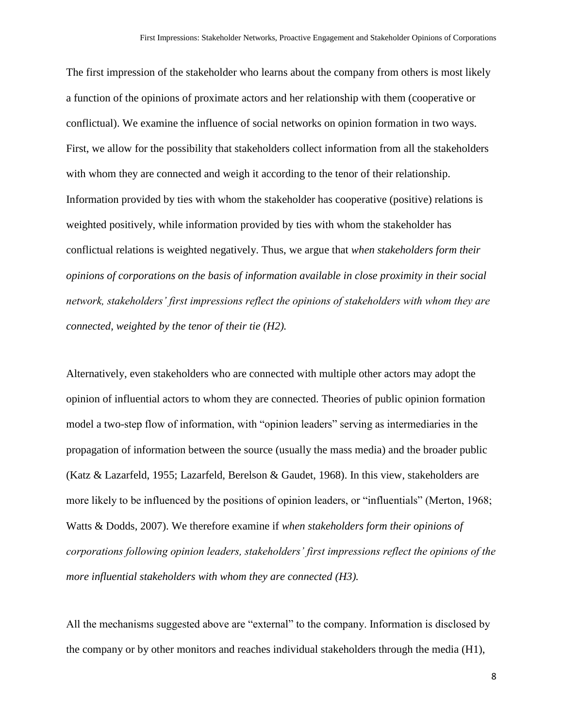The first impression of the stakeholder who learns about the company from others is most likely a function of the opinions of proximate actors and her relationship with them (cooperative or conflictual). We examine the influence of social networks on opinion formation in two ways. First, we allow for the possibility that stakeholders collect information from all the stakeholders with whom they are connected and weigh it according to the tenor of their relationship. Information provided by ties with whom the stakeholder has cooperative (positive) relations is weighted positively, while information provided by ties with whom the stakeholder has conflictual relations is weighted negatively. Thus, we argue that *when stakeholders form their opinions of corporations on the basis of information available in close proximity in their social network, stakeholders' first impressions reflect the opinions of stakeholders with whom they are connected, weighted by the tenor of their tie (H2).*

Alternatively, even stakeholders who are connected with multiple other actors may adopt the opinion of influential actors to whom they are connected. Theories of public opinion formation model a two-step flow of information, with "opinion leaders" serving as intermediaries in the propagation of information between the source (usually the mass media) and the broader public (Katz & Lazarfeld, 1955; Lazarfeld, Berelson & Gaudet, 1968). In this view, stakeholders are more likely to be influenced by the positions of opinion leaders, or "influentials" (Merton, 1968; Watts & Dodds, 2007). We therefore examine if *when stakeholders form their opinions of corporations following opinion leaders, stakeholders' first impressions reflect the opinions of the more influential stakeholders with whom they are connected (H3).*

All the mechanisms suggested above are "external" to the company. Information is disclosed by the company or by other monitors and reaches individual stakeholders through the media (H1),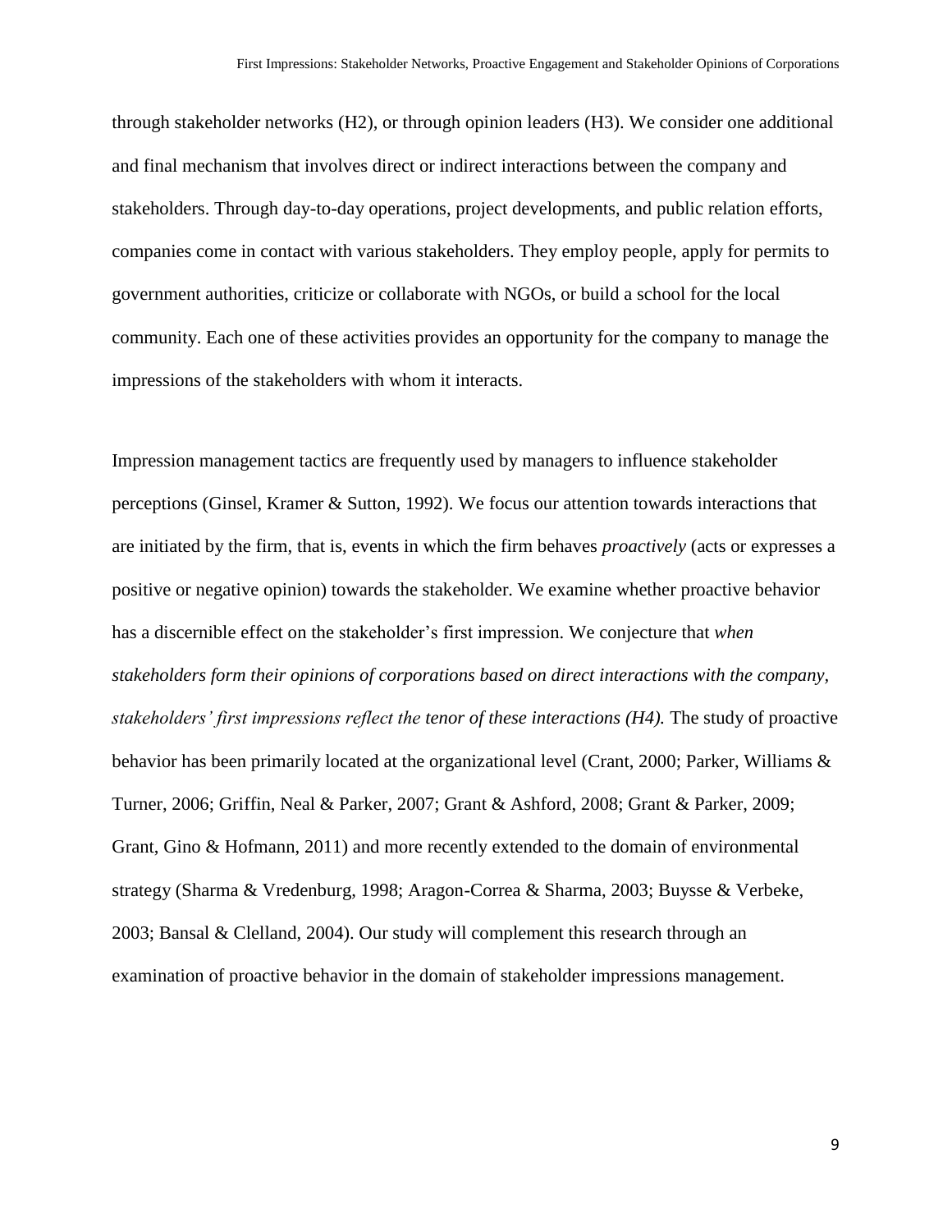through stakeholder networks (H2), or through opinion leaders (H3). We consider one additional and final mechanism that involves direct or indirect interactions between the company and stakeholders. Through day-to-day operations, project developments, and public relation efforts, companies come in contact with various stakeholders. They employ people, apply for permits to government authorities, criticize or collaborate with NGOs, or build a school for the local community. Each one of these activities provides an opportunity for the company to manage the impressions of the stakeholders with whom it interacts.

Impression management tactics are frequently used by managers to influence stakeholder perceptions (Ginsel, Kramer & Sutton, 1992). We focus our attention towards interactions that are initiated by the firm, that is, events in which the firm behaves *proactively* (acts or expresses a positive or negative opinion) towards the stakeholder. We examine whether proactive behavior has a discernible effect on the stakeholder's first impression. We conjecture that *when stakeholders form their opinions of corporations based on direct interactions with the company, stakeholders' first impressions reflect the tenor of these interactions (H4).* The study of proactive behavior has been primarily located at the organizational level (Crant, 2000; Parker, Williams & Turner, 2006; Griffin, Neal & Parker, 2007; Grant & Ashford, 2008; Grant & Parker, 2009; Grant, Gino & Hofmann, 2011) and more recently extended to the domain of environmental strategy (Sharma & Vredenburg, 1998; Aragon-Correa & Sharma, 2003; Buysse & Verbeke, 2003; Bansal & Clelland, 2004). Our study will complement this research through an examination of proactive behavior in the domain of stakeholder impressions management.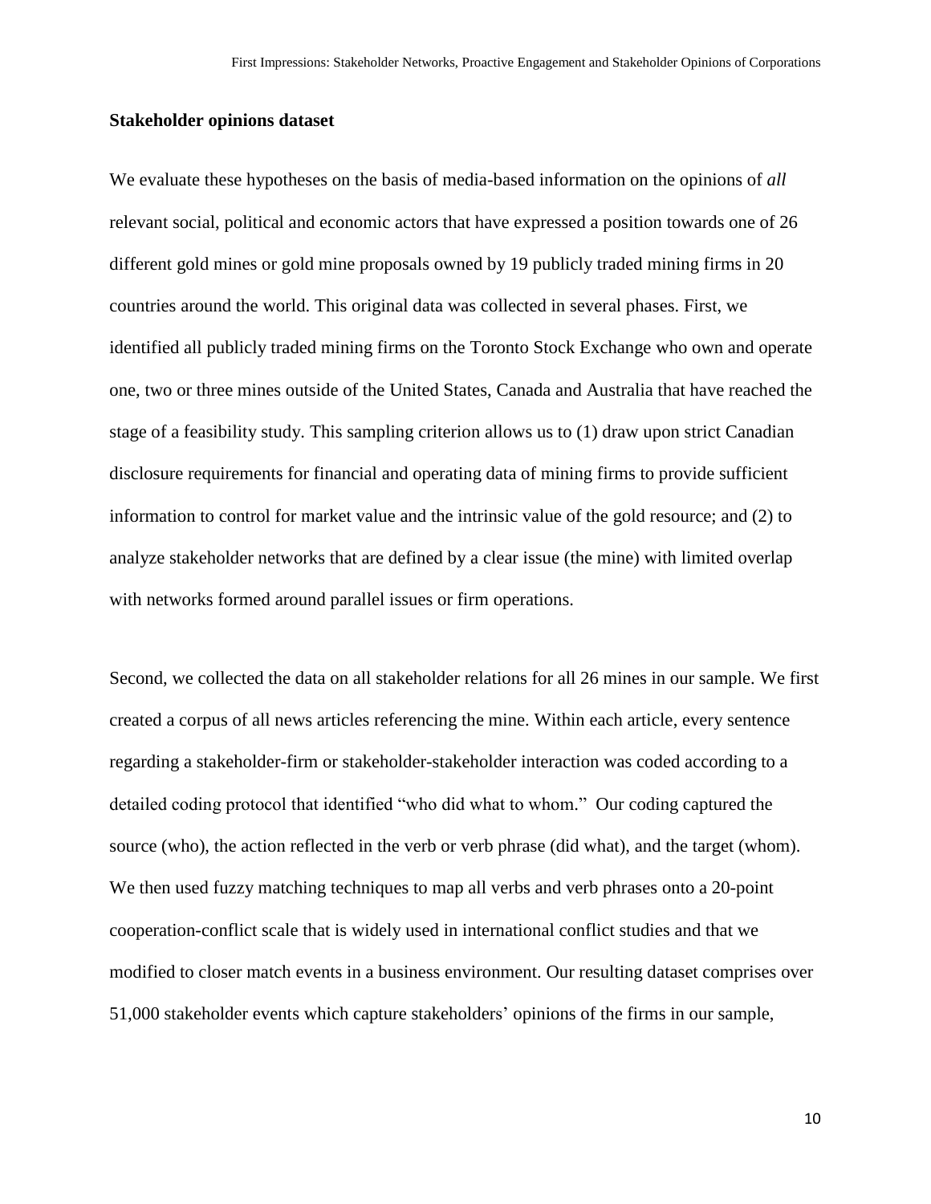### Stakeholder opinions dataset

We evaluate these hypotheses on the basis of media-based information on the opinions of *all* relevant social, political and economic actors that have expressed a position towards one of 26 different gold mines or gold mine proposals owned by 19 publicly traded mining firms in 20 countries around the world. This original data was collected in several phases. First, we identified all publicly traded mining firms on the Toronto Stock Exchange who own and operate one, two or three mines outside of the United States, Canada and Australia that have reached the stage of a feasibility study. This sampling criterion allows us to (1) draw upon strict Canadian disclosure requirements for financial and operating data of mining firms to provide sufficient information to control for market value and the intrinsic value of the gold resource; and (2) to analyze stakeholder networks that are defined by a clear issue (the mine) with limited overlap with networks formed around parallel issues or firm operations.

Second, we collected the data on all stakeholder relations for all 26 mines in our sample. We first created a corpus of all news articles referencing the mine. Within each article, every sentence regarding a stakeholder-firm or stakeholder-stakeholder interaction was coded according to a detailed coding protocol that identified "who did what to whom." Our coding captured the source (who), the action reflected in the verb or verb phrase (did what), and the target (whom). We then used fuzzy matching techniques to map all verbs and verb phrases onto a 20-point cooperation-conflict scale that is widely used in international conflict studies and that we modified to closer match events in a business environment. Our resulting dataset comprises over 51,000 stakeholder events which capture stakeholders' opinions of the firms in our sample,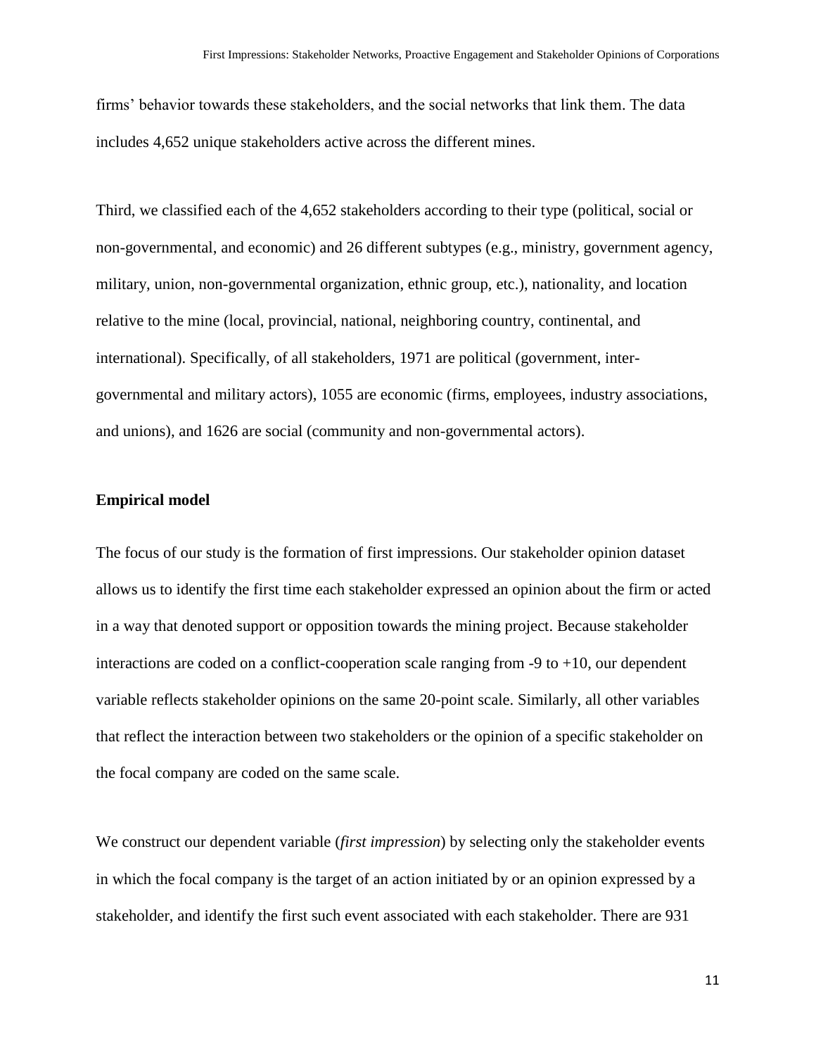firms' behavior towards these stakeholders, and the social networks that link them. The data includes 4,652 unique stakeholders active across the different mines.

Third, we classified each of the 4,652 stakeholders according to their type (political, social or non-governmental, and economic) and 26 different subtypes (e.g., ministry, government agency, military, union, non-governmental organization, ethnic group, etc.), nationality, and location relative to the mine (local, provincial, national, neighboring country, continental, and international). Specifically, of all stakeholders, 1971 are political (government, inter-governmental and military actors), 1055 are economic (firms, employees, industry associations, and unions), and 1626 are social (community and non-governmental actors).

**Empirical model**

The focus of our study is the formation of first impressions. Our stakeholder opinion dataset allows us to identify the first time each stakeholder expressed an opinion about the firm or acted in a way that denoted support or opposition towards the mining project. Because stakeholder interactions are coded on a conflict-cooperation scale ranging from -9 to +10, our dependent variable reflects stakeholder opinions on the same 20-point scale. Similarly, all other variables that reflect the interaction between two stakeholders or the opinion of a specific stakeholder on the focal company are coded on the same scale.

We construct our dependent variable (*first impression*) by selecting only the stakeholder events in which the focal company is the target of an action initiated by or an opinion expressed by a stakeholder, and identify the first such event associated with each stakeholder. There are 931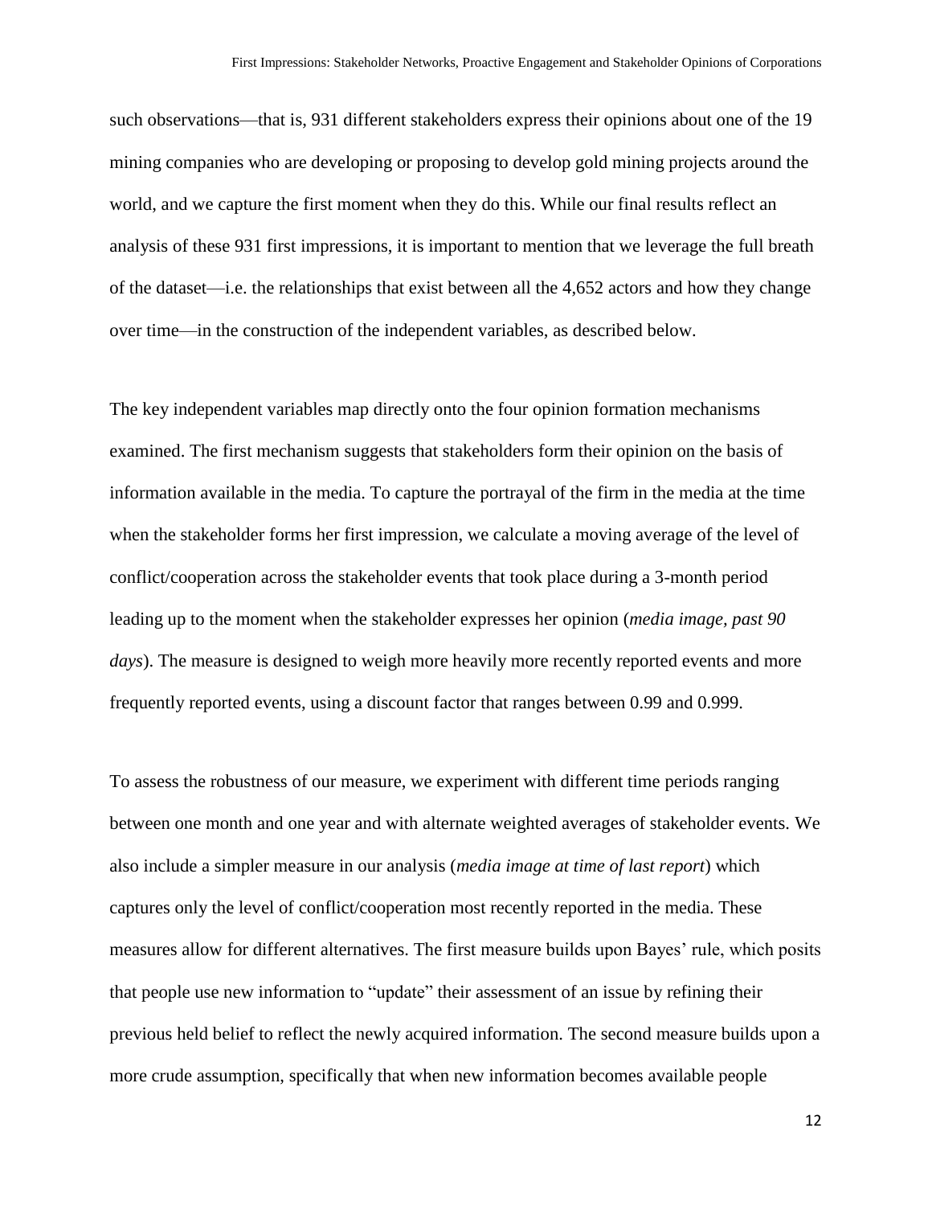such observations—that is, 931 different stakeholders express their opinions about one of the 19 mining companies who are developing or proposing to develop gold mining projects around the world, and we capture the first moment when they do this. While our final results reflect an analysis of these 931 first impressions, it is important to mention that we leverage the full breath of the dataset—i.e. the relationships that exist between all the 4,652 actors and how they change over time—in the construction of the independent variables, as described below.

The key independent variables map directly onto the four opinion formation mechanisms examined. The first mechanism suggests that stakeholders form their opinion on the basis of information available in the media. To capture the portrayal of the firm in the media at the time when the stakeholder forms her first impression, we calculate a moving average of the level of conflict/cooperation across the stakeholder events that took place during a 3-month period leading up to the moment when the stakeholder expresses her opinion (*media image, past 90 days*). The measure is designed to weigh more heavily more recently reported events and more frequently reported events, using a discount factor that ranges between 0.99 and 0.999.

To assess the robustness of our measure, we experiment with different time periods ranging between one month and one year and with alternate weighted averages of stakeholder events. We also include a simpler measure in our analysis (*media image at time of last report*) which captures only the level of conflict/cooperation most recently reported in the media. These measures allow for different alternatives. The first measure builds upon Bayes' rule, which posits that people use new information to "update" their assessment of an issue by refining their previous held belief to reflect the newly acquired information. The second measure builds upon a more crude assumption, specifically that when new information becomes available people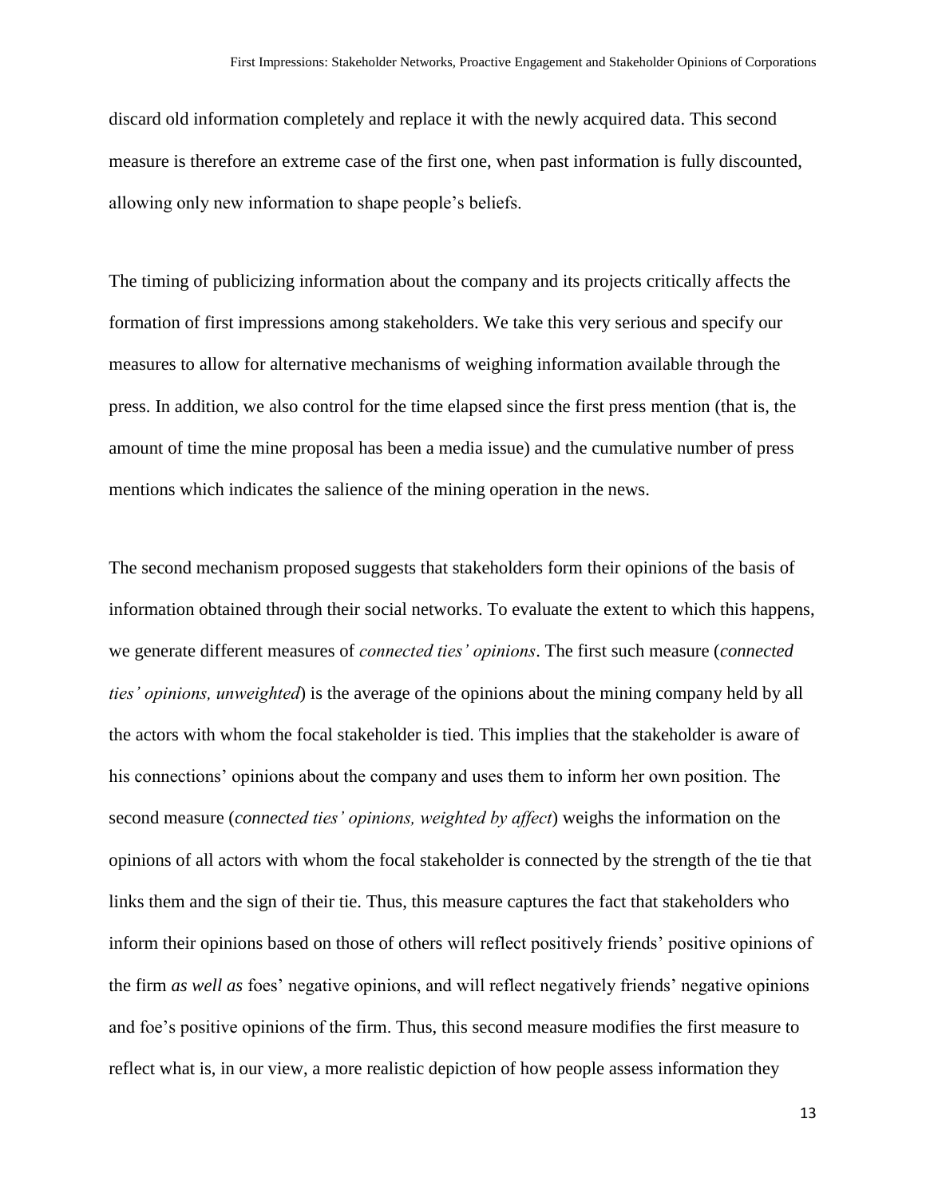discard old information completely and replace it with the newly acquired data. This second measure is therefore an extreme case of the first one, when past information is fully discounted, allowing only new information to shape people's beliefs.

The timing of publicizing information about the company and its projects critically affects the formation of first impressions among stakeholders. We take this very serious and specify our measures to allow for alternative mechanisms of weighing information available through the press. In addition, we also control for the time elapsed since the first press mention (that is, the amount of time the mine proposal has been a media issue) and the cumulative number of press mentions which indicates the salience of the mining operation in the news.

The second mechanism proposed suggests that stakeholders form their opinions of the basis of information obtained through their social networks. To evaluate the extent to which this happens, we generate different measures of *connected ties' opinions*. The first such measure (*connected ties' opinions, unweighted*) is the average of the opinions about the mining company held by all the actors with whom the focal stakeholder is tied. This implies that the stakeholder is aware of his connections' opinions about the company and uses them to inform her own position. The second measure (*connected ties' opinions, weighted by affect*) weighs the information on the opinions of all actors with whom the focal stakeholder is connected by the strength of the tie that links them and the sign of their tie. Thus, this measure captures the fact that stakeholders who inform their opinions based on those of others will reflect positively friends' positive opinions of the firm *as well as* foes' negative opinions, and will reflect negatively friends' negative opinions and foe's positive opinions of the firm. Thus, this second measure modifies the first measure to reflect what is, in our view, a more realistic depiction of how people assess information they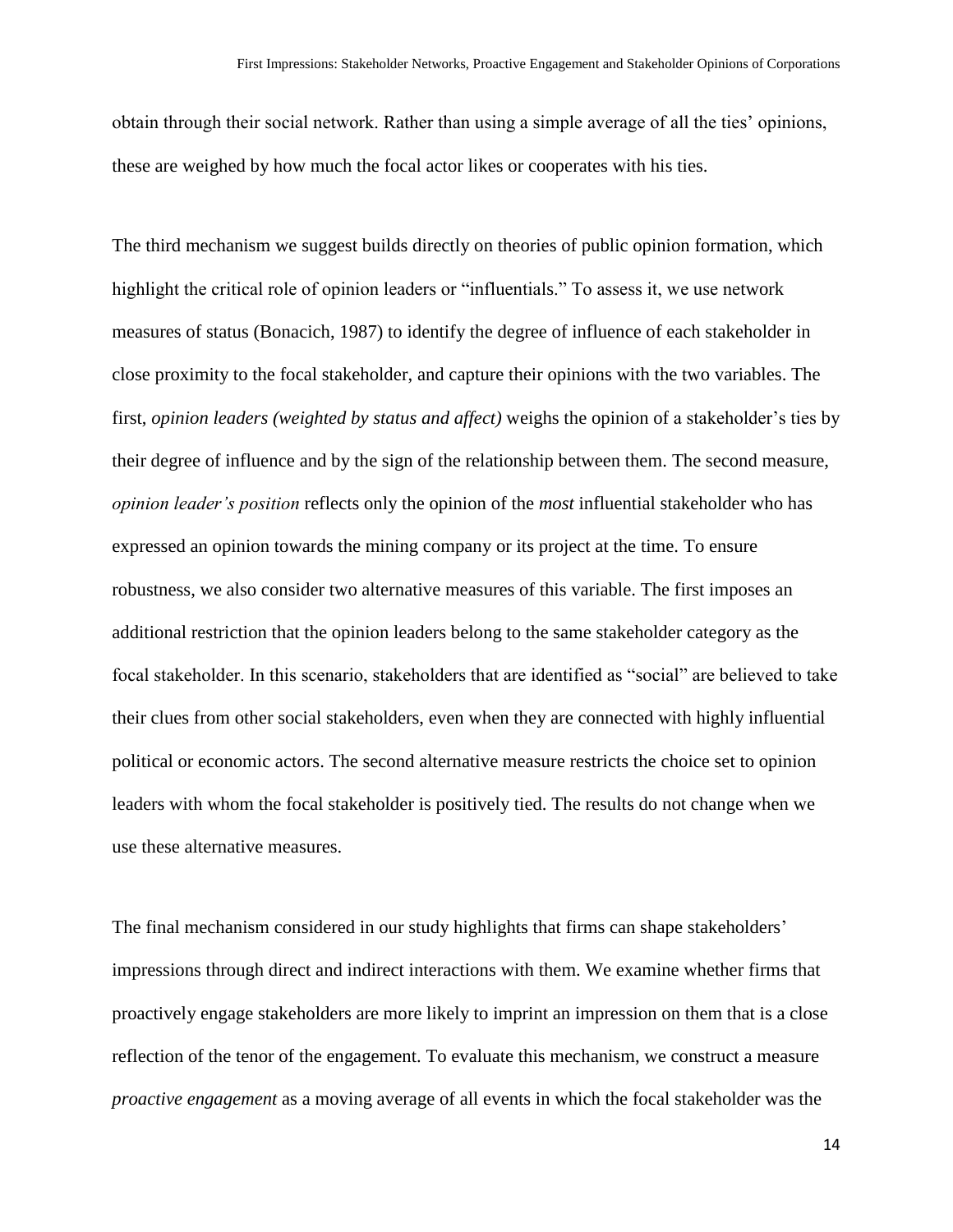obtain through their social network. Rather than using a simple average of all the ties' opinions, these are weighed by how much the focal actor likes or cooperates with his ties.

The third mechanism we suggest builds directly on theories of public opinion formation, which highlight the critical role of opinion leaders or "influentials." To assess it, we use network measures of status (Bonacich, 1987) to identify the degree of influence of each stakeholder in close proximity to the focal stakeholder, and capture their opinions with the two variables. The first, *opinion leaders (weighted by status and affect)* weighs the opinion of a stakeholder's ties by their degree of influence and by the sign of the relationship between them. The second measure, *opinion leader's position* reflects only the opinion of the *most* influential stakeholder who has expressed an opinion towards the mining company or its project at the time. To ensure robustness, we also consider two alternative measures of this variable. The first imposes an additional restriction that the opinion leaders belong to the same stakeholder category as the focal stakeholder. In this scenario, stakeholders that are identified as "social" are believed to take their clues from other social stakeholders, even when they are connected with highly influential political or economic actors. The second alternative measure restricts the choice set to opinion leaders with whom the focal stakeholder is positively tied. The results do not change when we use these alternative measures.

The final mechanism considered in our study highlights that firms can shape stakeholders' impressions through direct and indirect interactions with them. We examine whether firms that proactively engage stakeholders are more likely to imprint an impression on them that is a close reflection of the tenor of the engagement. To evaluate this mechanism, we construct a measure *proactive engagement* as a moving average of all events in which the focal stakeholder was the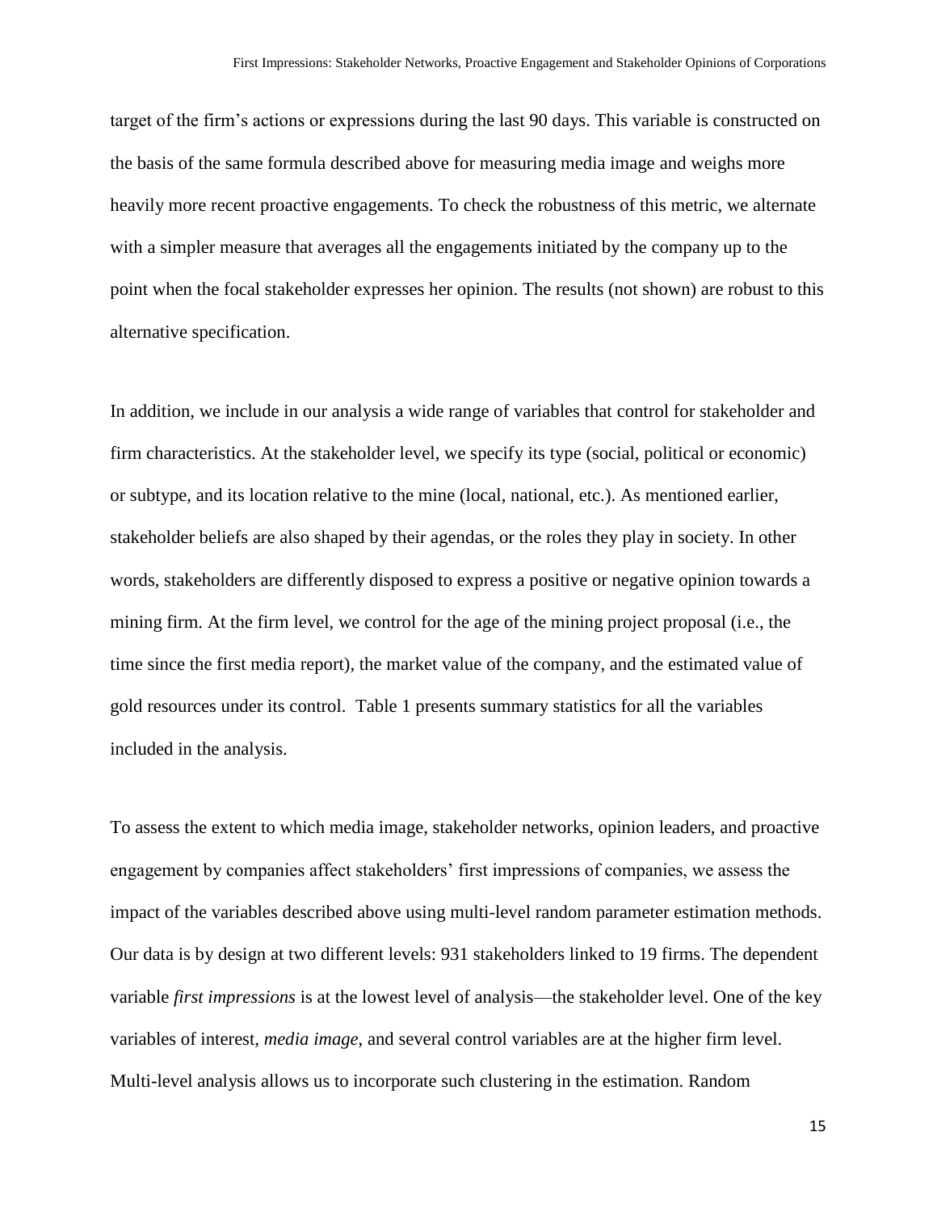target of the firm's actions or expressions during the last 90 days. This variable is constructed on the basis of the same formula described above for measuring media image and weighs more heavily more recent proactive engagements. To check the robustness of this metric, we alternate with a simpler measure that averages all the engagements initiated by the company up to the point when the focal stakeholder expresses her opinion. The results (not shown) are robust to this alternative specification.

In addition, we include in our analysis a wide range of variables that control for stakeholder and firm characteristics. At the stakeholder level, we specify its type (social, political or economic) or subtype, and its location relative to the mine (local, national, etc.). As mentioned earlier, stakeholder beliefs are also shaped by their agendas, or the roles they play in society. In other words, stakeholders are differently disposed to express a positive or negative opinion towards a mining firm. At the firm level, we control for the age of the mining project proposal (i.e., the time since the first media report), the market value of the company, and the estimated value of gold resources under its control. Table 1 presents summary statistics for all the variables included in the analysis.

To assess the extent to which media image, stakeholder networks, opinion leaders, and proactive engagement by companies affect stakeholders' first impressions of companies, we assess the impact of the variables described above using multi-level random parameter estimation methods. Our data is by design at two different levels: 931 stakeholders linked to 19 firms. The dependent variable *first impressions* is at the lowest level of analysis—the stakeholder level. One of the key variables of interest, *media image*, and several control variables are at the higher firm level. Multi-level analysis allows us to incorporate such clustering in the estimation. Random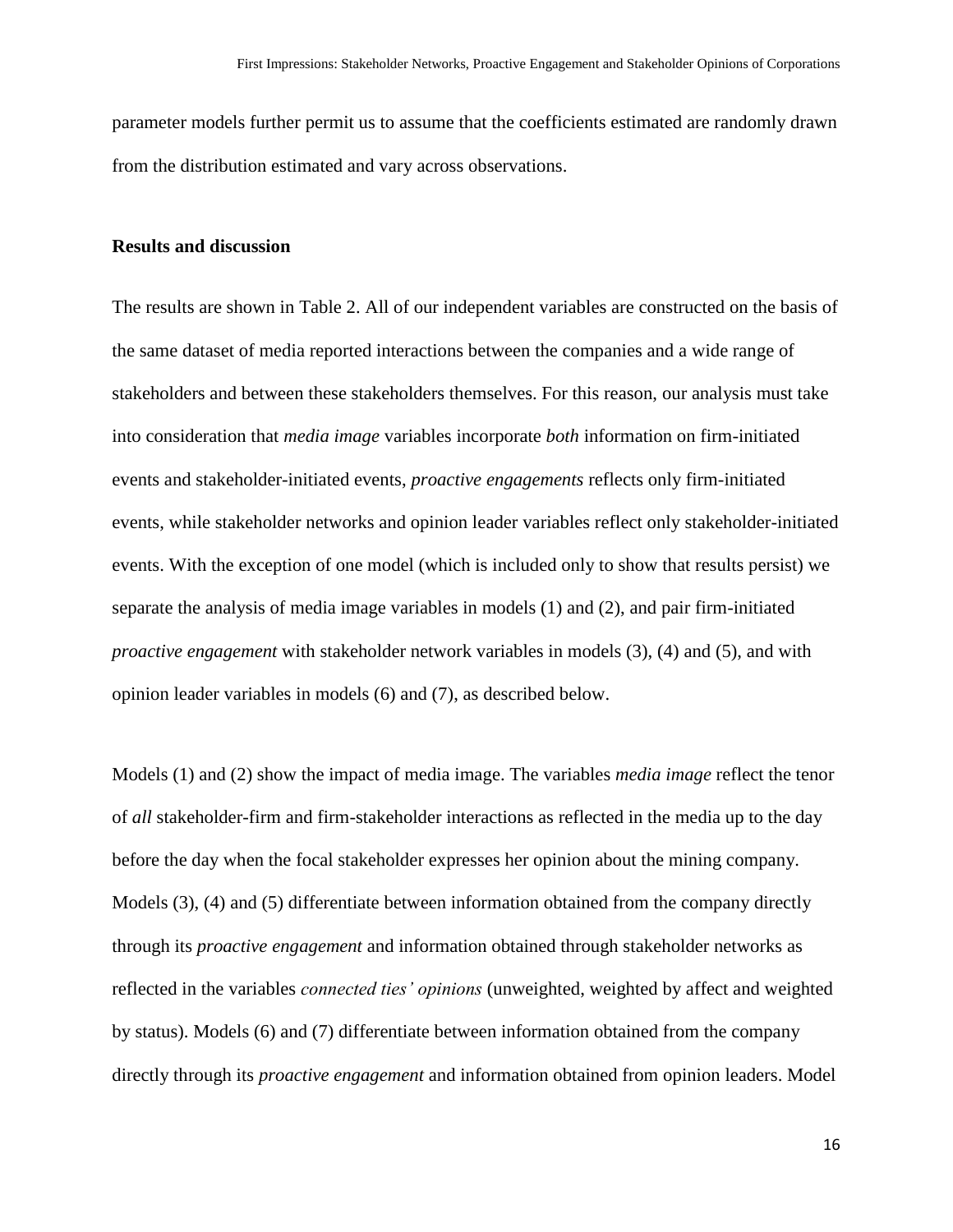parameter models further permit us to assume that the coefficients estimated are randomly drawn from the distribution estimated and vary across observations.

**Results and discussion**

The results are shown in Table 2. All of our independent variables are constructed on the basis of the same dataset of media reported interactions between the companies and a wide range of stakeholders and between these stakeholders themselves. For this reason, our analysis must take into consideration that *media image* variables incorporate *both* information on firm-initiated events and stakeholder-initiated events, *proactive engagements* reflects only firm-initiated events, while stakeholder networks and opinion leader variables reflect only stakeholder-initiated events. With the exception of one model (which is included only to show that results persist) we separate the analysis of media image variables in models (1) and (2), and pair firm-initiated *proactive engagement* with stakeholder network variables in models (3), (4) and (5), and with opinion leader variables in models (6) and (7), as described below.

Models (1) and (2) show the impact of media image. The variables *media image* reflect the tenor of *all* stakeholder-firm and firm-stakeholder interactions as reflected in the media up to the day before the day when the focal stakeholder expresses her opinion about the mining company. Models (3), (4) and (5) differentiate between information obtained from the company directly through its *proactive engagement* and information obtained through stakeholder networks as reflected in the variables *connected ties' opinions* (unweighted, weighted by affect and weighted by status). Models (6) and (7) differentiate between information obtained from the company directly through its *proactive engagement* and information obtained from opinion leaders. Model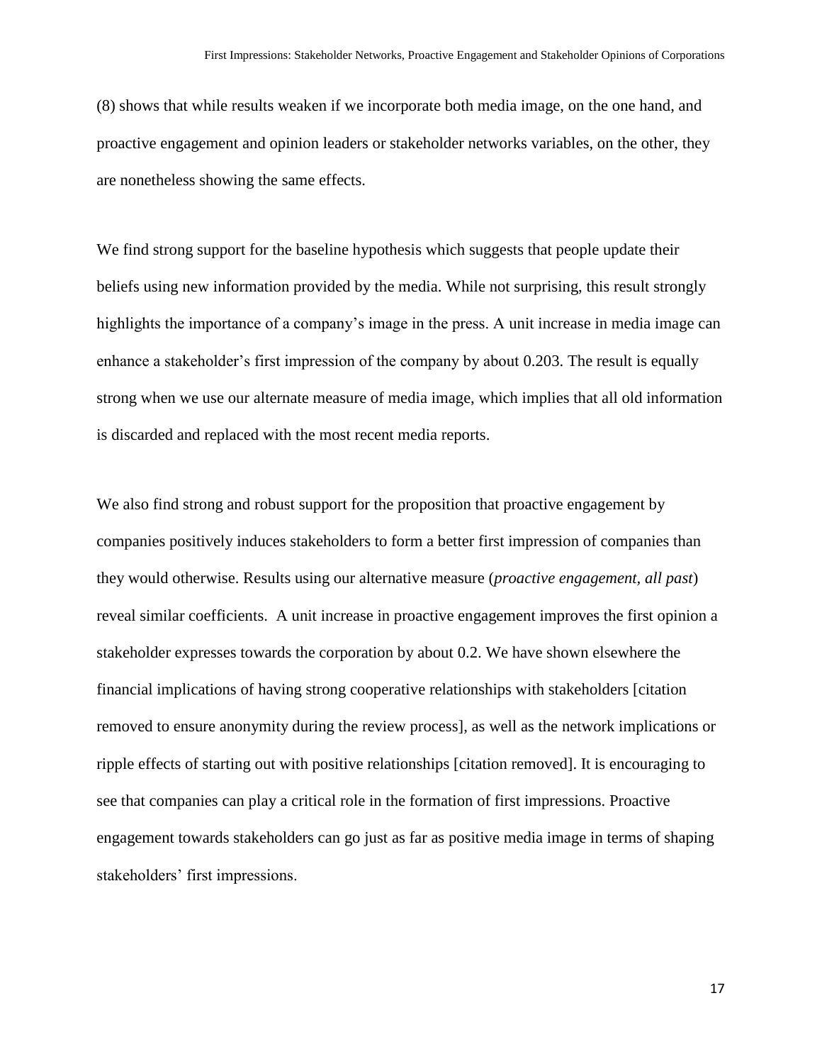(8) shows that while results weaken if we incorporate both media image, on the one hand, and proactive engagement and opinion leaders or stakeholder networks variables, on the other, they are nonetheless showing the same effects.

We find strong support for the baseline hypothesis which suggests that people update their beliefs using new information provided by the media. While not surprising, this result strongly highlights the importance of a company's image in the press. A unit increase in media image can enhance a stakeholder's first impression of the company by about 0.203. The result is equally strong when we use our alternate measure of media image, which implies that all old information is discarded and replaced with the most recent media reports.

We also find strong and robust support for the proposition that proactive engagement by companies positively induces stakeholders to form a better first impression of companies than they would otherwise. Results using our alternative measure (*proactive engagement, all past*) reveal similar coefficients. A unit increase in proactive engagement improves the first opinion a stakeholder expresses towards the corporation by about 0.2. We have shown elsewhere the financial implications of having strong cooperative relationships with stakeholders [citation removed to ensure anonymity during the review process], as well as the network implications or ripple effects of starting out with positive relationships [citation removed]. It is encouraging to see that companies can play a critical role in the formation of first impressions. Proactive engagement towards stakeholders can go just as far as positive media image in terms of shaping stakeholders' first impressions.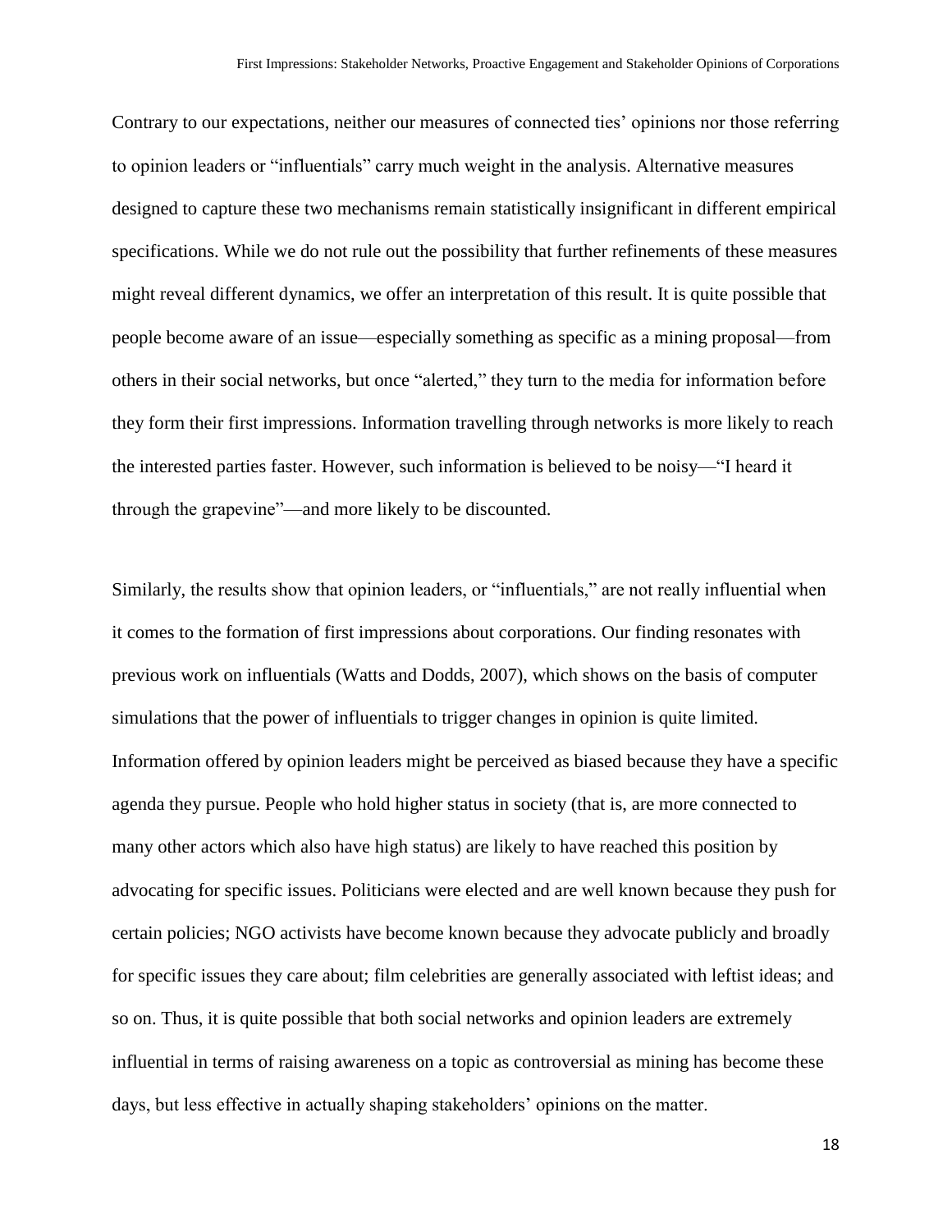Contrary to our expectations, neither our measures of connected ties' opinions nor those referring to opinion leaders or "influentials" carry much weight in the analysis. Alternative measures designed to capture these two mechanisms remain statistically insignificant in different empirical specifications. While we do not rule out the possibility that further refinements of these measures might reveal different dynamics, we offer an interpretation of this result. It is quite possible that people become aware of an issue—especially something as specific as a mining proposal—from others in their social networks, but once "alerted," they turn to the media for information before they form their first impressions. Information travelling through networks is more likely to reach the interested parties faster. However, such information is believed to be noisy—"I heard it through the grapevine"—and more likely to be discounted.

Similarly, the results show that opinion leaders, or "influentials," are not really influential when it comes to the formation of first impressions about corporations. Our finding resonates with previous work on influentials (Watts and Dodds, 2007), which shows on the basis of computer simulations that the power of influentials to trigger changes in opinion is quite limited. Information offered by opinion leaders might be perceived as biased because they have a specific agenda they pursue. People who hold higher status in society (that is, are more connected to many other actors which also have high status) are likely to have reached this position by advocating for specific issues. Politicians were elected and are well known because they push for certain policies; NGO activists have become known because they advocate publicly and broadly for specific issues they care about; film celebrities are generally associated with leftist ideas; and so on. Thus, it is quite possible that both social networks and opinion leaders are extremely influential in terms of raising awareness on a topic as controversial as mining has become these days, but less effective in actually shaping stakeholders' opinions on the matter.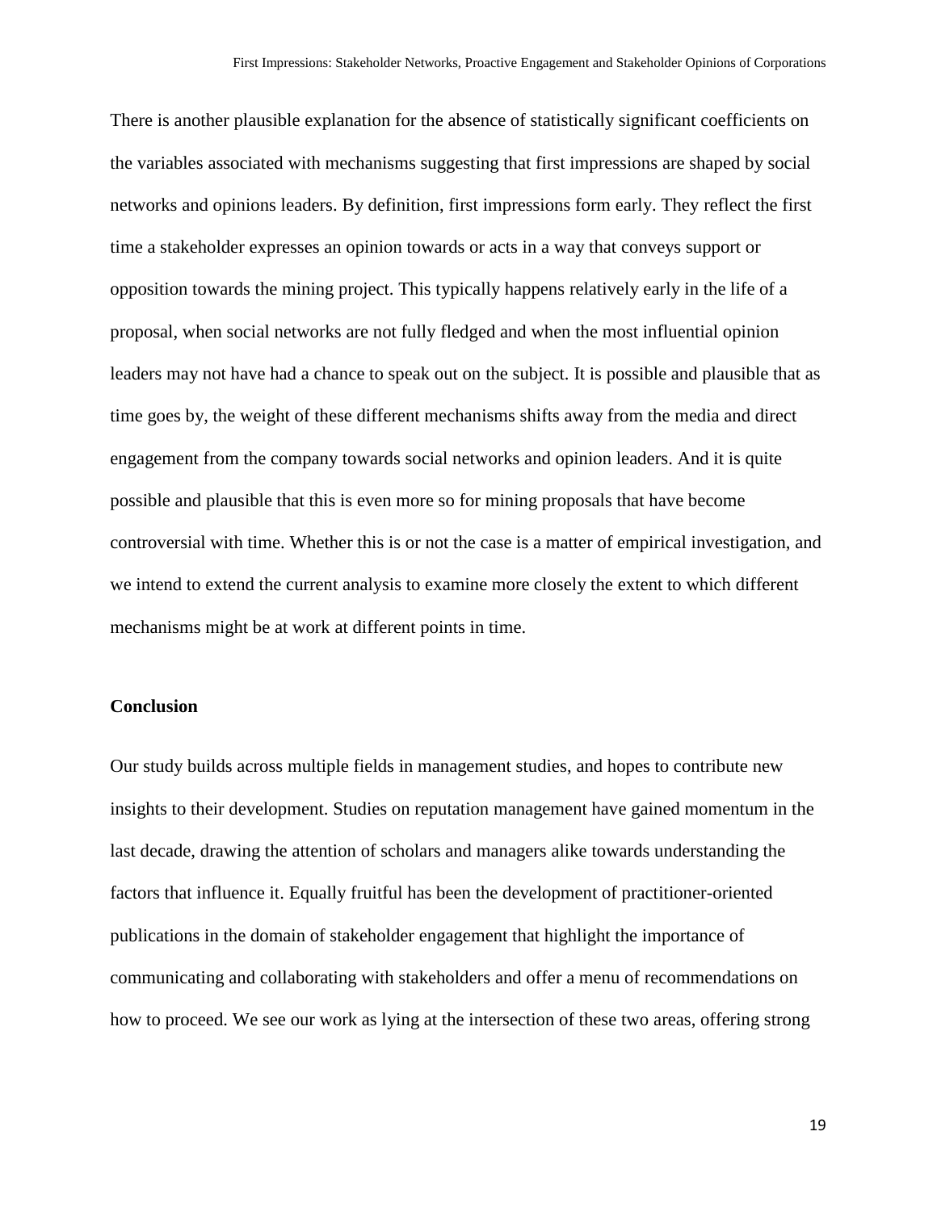There is another plausible explanation for the absence of statistically significant coefficients on the variables associated with mechanisms suggesting that first impressions are shaped by social networks and opinions leaders. By definition, first impressions form early. They reflect the first time a stakeholder expresses an opinion towards or acts in a way that conveys support or opposition towards the mining project. This typically happens relatively early in the life of a proposal, when social networks are not fully fledged and when the most influential opinion leaders may not have had a chance to speak out on the subject. It is possible and plausible that as time goes by, the weight of these different mechanisms shifts away from the media and direct engagement from the company towards social networks and opinion leaders. And it is quite possible and plausible that this is even more so for mining proposals that have become controversial with time. Whether this is or not the case is a matter of empirical investigation, and we intend to extend the current analysis to examine more closely the extent to which different mechanisms might be at work at different points in time.

## Conclusion

Our study builds across multiple fields in management studies, and hopes to contribute new insights to their development. Studies on reputation management have gained momentum in the last decade, drawing the attention of scholars and managers alike towards understanding the factors that influence it. Equally fruitful has been the development of practitioner-oriented publications in the domain of stakeholder engagement that highlight the importance of communicating and collaborating with stakeholders and offer a menu of recommendations on how to proceed. We see our work as lying at the intersection of these two areas, offering strong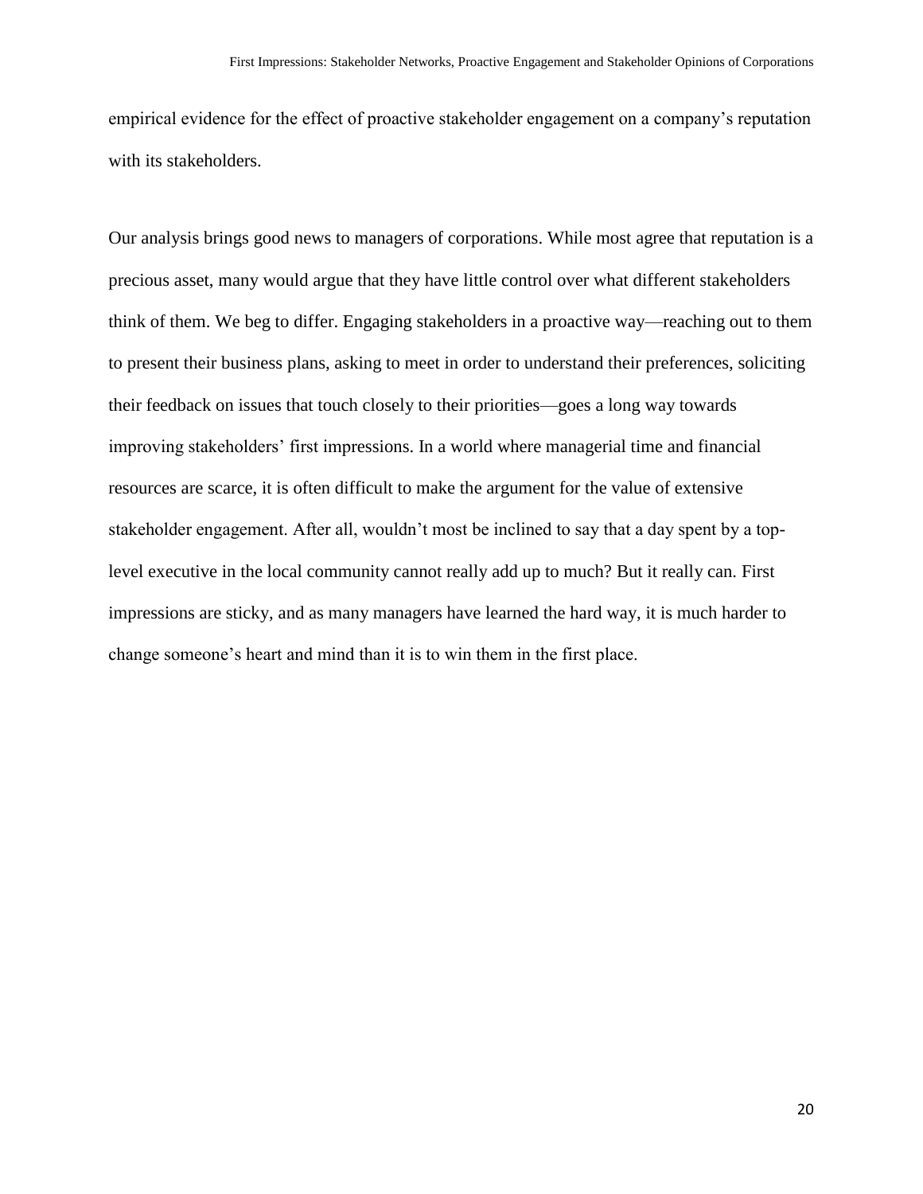empirical evidence for the effect of proactive stakeholder engagement on a company's reputation with its stakeholders.

Our analysis brings good news to managers of corporations. While most agree that reputation is a precious asset, many would argue that they have little control over what different stakeholders think of them. We beg to differ. Engaging stakeholders in a proactive way—reaching out to them to present their business plans, asking to meet in order to understand their preferences, soliciting their feedback on issues that touch closely to their priorities—goes a long way towards improving stakeholders' first impressions. In a world where managerial time and financial resources are scarce, it is often difficult to make the argument for the value of extensive stakeholder engagement. After all, wouldn't most be inclined to say that a day spent by a top-level executive in the local community cannot really add up to much? But it really can. First impressions are sticky, and as many managers have learned the hard way, it is much harder to change someone's heart and mind than it is to win them in the first place.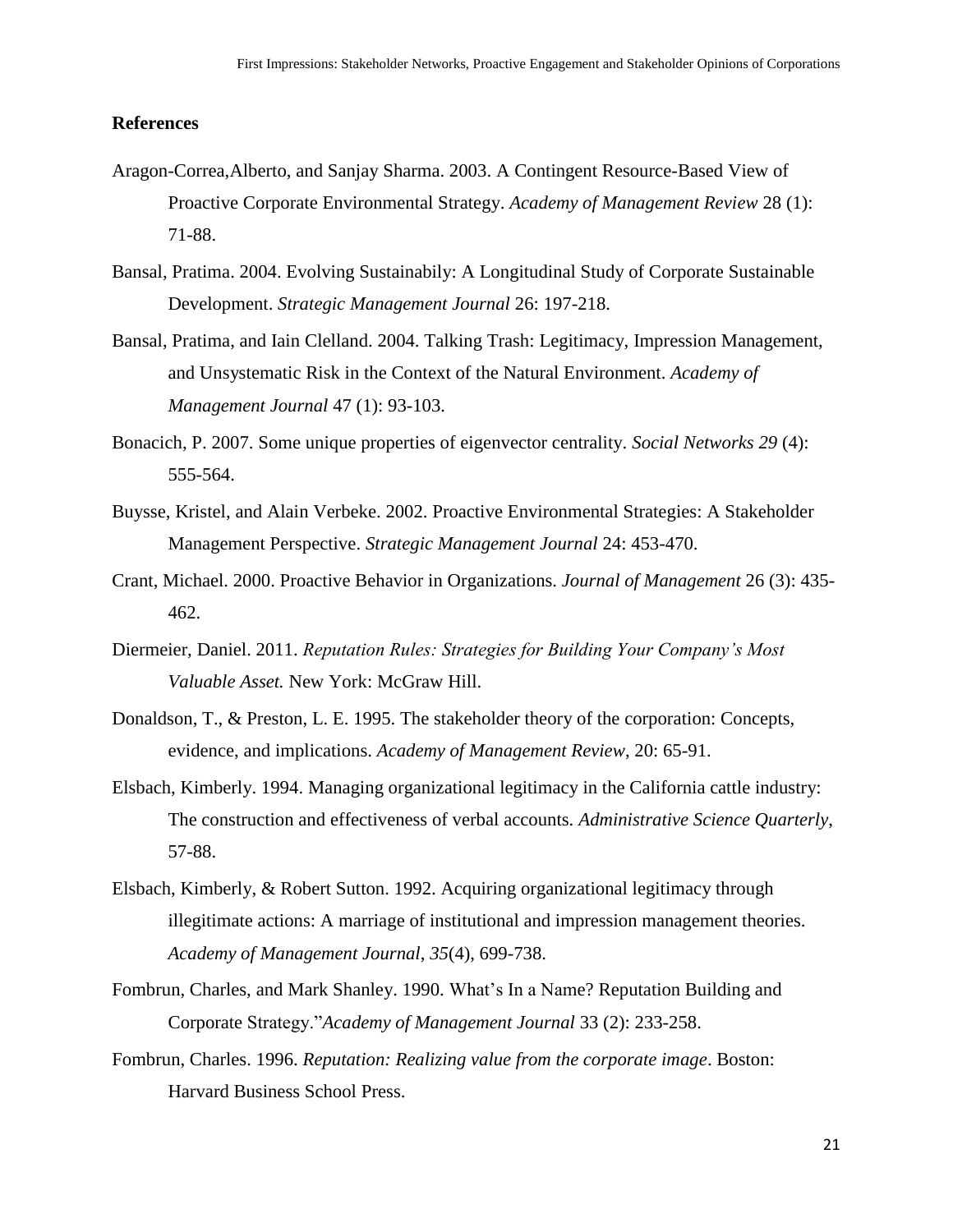## References

Aragon-Correa,Alberto, and Sanjay Sharma. 2003. A Contingent Resource-Based View of Proactive Corporate Environmental Strategy. *Academy of Management Review* 28 (1): 71-88.

Bansal, Pratima. 2004. Evolving Sustainabily: A Longitudinal Study of Corporate Sustainable Development. *Strategic Management Journal* 26: 197-218.

Bansal, Pratima, and Iain Clelland. 2004. Talking Trash: Legitimacy, Impression Management, and Unsystematic Risk in the Context of the Natural Environment. *Academy of Management Journal* 47 (1): 93-103.

Bonacich, P. 2007. Some unique properties of eigenvector centrality. *Social Networks 29* (4): 555-564.

Buysse, Kristel, and Alain Verbeke. 2002. Proactive Environmental Strategies: A Stakeholder Management Perspective. *Strategic Management Journal* 24: 453-470.

Crant, Michael. 2000. Proactive Behavior in Organizations. *Journal of Management* 26 (3): 435-462.

Diermeier, Daniel. 2011. *Reputation Rules: Strategies for Building Your Company's Most Valuable Asset.* New York: McGraw Hill.

Donaldson, T., & Preston, L. E. 1995. The stakeholder theory of the corporation: Concepts, evidence, and implications. *Academy of Management Review*, 20: 65-91.

Elsbach, Kimberly. 1994. Managing organizational legitimacy in the California cattle industry: The construction and effectiveness of verbal accounts. *Administrative Science Quarterly*, 57-88.

Elsbach, Kimberly, & Robert Sutton. 1992. Acquiring organizational legitimacy through illegitimate actions: A marriage of institutional and impression management theories. *Academy of Management Journal*, *35*(4), 699-738.

Fombrun, Charles, and Mark Shanley. 1990. What's In a Name? Reputation Building and Corporate Strategy."*Academy of Management Journal* 33 (2): 233-258.

Fombrun, Charles. 1996. *Reputation: Realizing value from the corporate image*. Boston: Harvard Business School Press.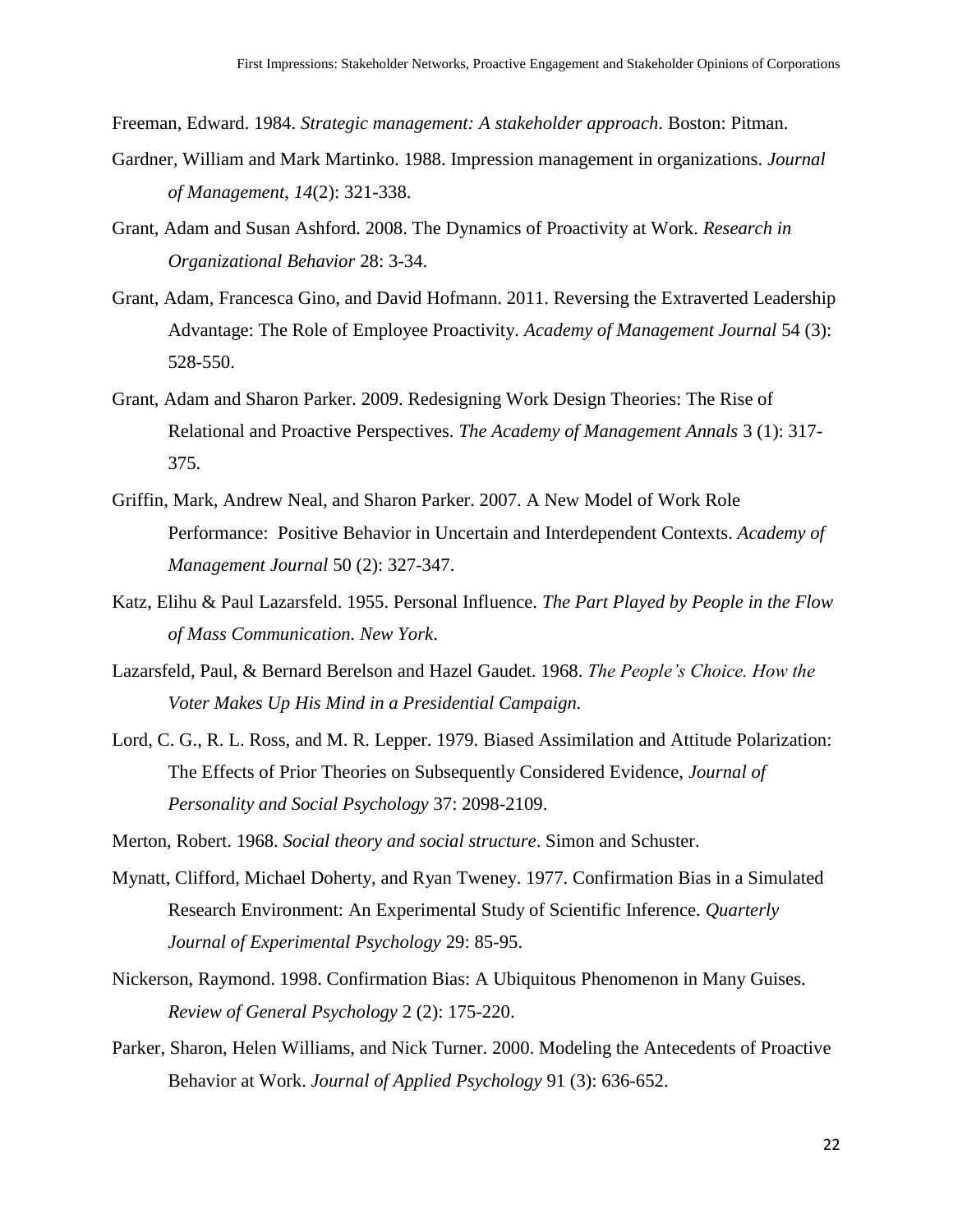Freeman, Edward. 1984. *Strategic management: A stakeholder approach*. Boston: Pitman.

Gardner, William and Mark Martinko. 1988. Impression management in organizations. *Journal of Management*, *14*(2): 321-338.

Grant, Adam and Susan Ashford. 2008. The Dynamics of Proactivity at Work. *Research in Organizational Behavior* 28: 3-34.

Grant, Adam, Francesca Gino, and David Hofmann. 2011. Reversing the Extraverted Leadership Advantage: The Role of Employee Proactivity. *Academy of Management Journal* 54 (3): 528-550.

Grant, Adam and Sharon Parker. 2009. Redesigning Work Design Theories: The Rise of Relational and Proactive Perspectives. *The Academy of Management Annals* 3 (1): 317-375.

Griffin, Mark, Andrew Neal, and Sharon Parker. 2007. A New Model of Work Role Performance: Positive Behavior in Uncertain and Interdependent Contexts. *Academy of Management Journal* 50 (2): 327-347.

Katz, Elihu & Paul Lazarsfeld. 1955. Personal Influence. *The Part Played by People in the Flow of Mass Communication. New York*.

Lazarsfeld, Paul, & Bernard Berelson and Hazel Gaudet. 1968. *The People's Choice. How the Voter Makes Up His Mind in a Presidential Campaign.*

Lord, C. G., R. L. Ross, and M. R. Lepper. 1979. Biased Assimilation and Attitude Polarization: The Effects of Prior Theories on Subsequently Considered Evidence, *Journal of Personality and Social Psychology* 37: 2098-2109.

Merton, Robert. 1968. *Social theory and social structure*. Simon and Schuster.

Mynatt, Clifford, Michael Doherty, and Ryan Tweney. 1977. Confirmation Bias in a Simulated Research Environment: An Experimental Study of Scientific Inference. *Quarterly Journal of Experimental Psychology* 29: 85-95.

Nickerson, Raymond. 1998. Confirmation Bias: A Ubiquitous Phenomenon in Many Guises. *Review of General Psychology* 2 (2): 175-220.

Parker, Sharon, Helen Williams, and Nick Turner. 2000. Modeling the Antecedents of Proactive Behavior at Work. *Journal of Applied Psychology* 91 (3): 636-652.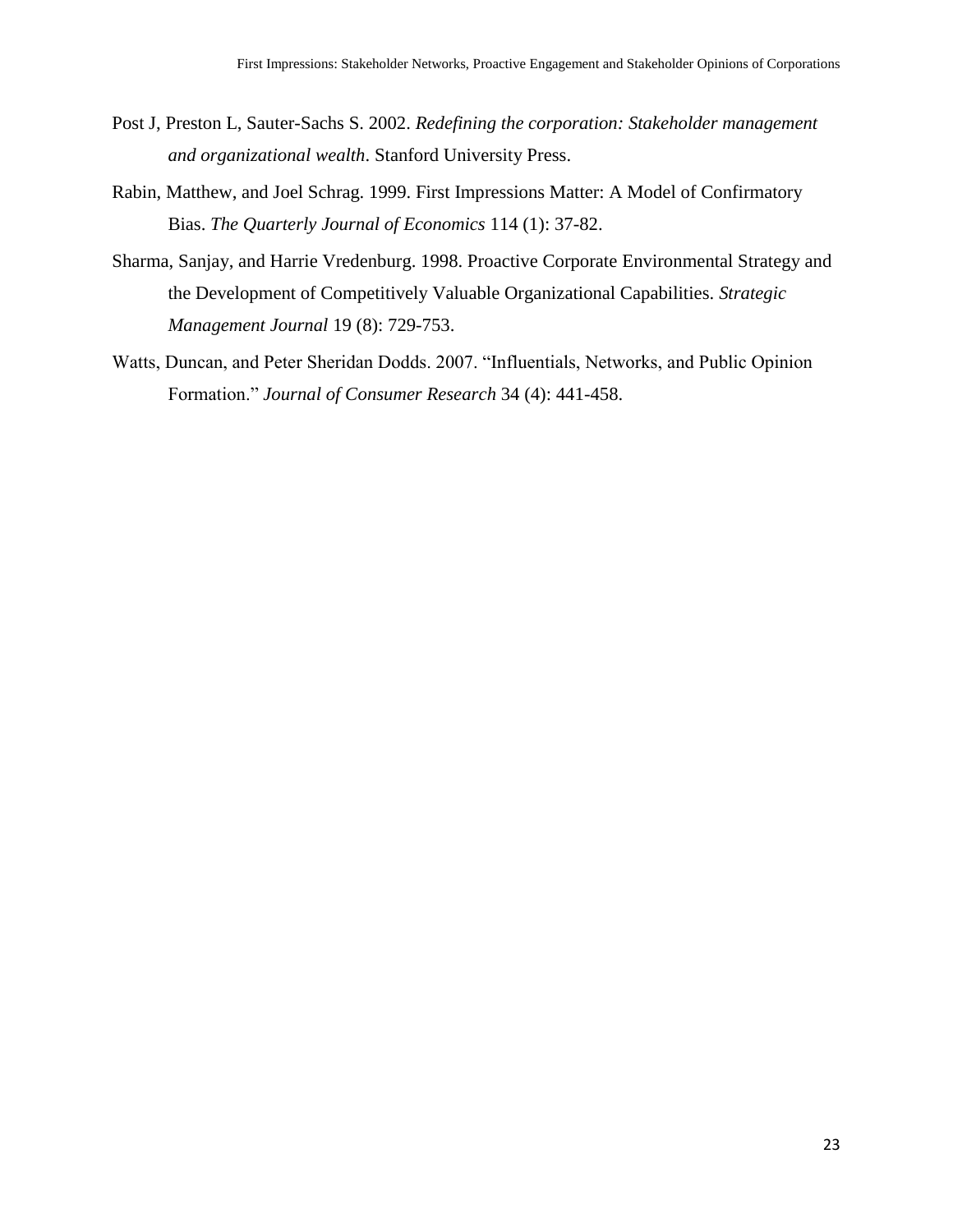Post J, Preston L, Sauter-Sachs S. 2002. *Redefining the corporation: Stakeholder management and organizational wealth*. Stanford University Press.

Rabin, Matthew, and Joel Schrag. 1999. First Impressions Matter: A Model of Confirmatory Bias. *The Quarterly Journal of Economics* 114 (1): 37-82.

Sharma, Sanjay, and Harrie Vredenburg. 1998. Proactive Corporate Environmental Strategy and the Development of Competitively Valuable Organizational Capabilities. *Strategic Management Journal* 19 (8): 729-753.

Watts, Duncan, and Peter Sheridan Dodds. 2007. "Influentials, Networks, and Public Opinion Formation." *Journal of Consumer Research* 34 (4): 441-458.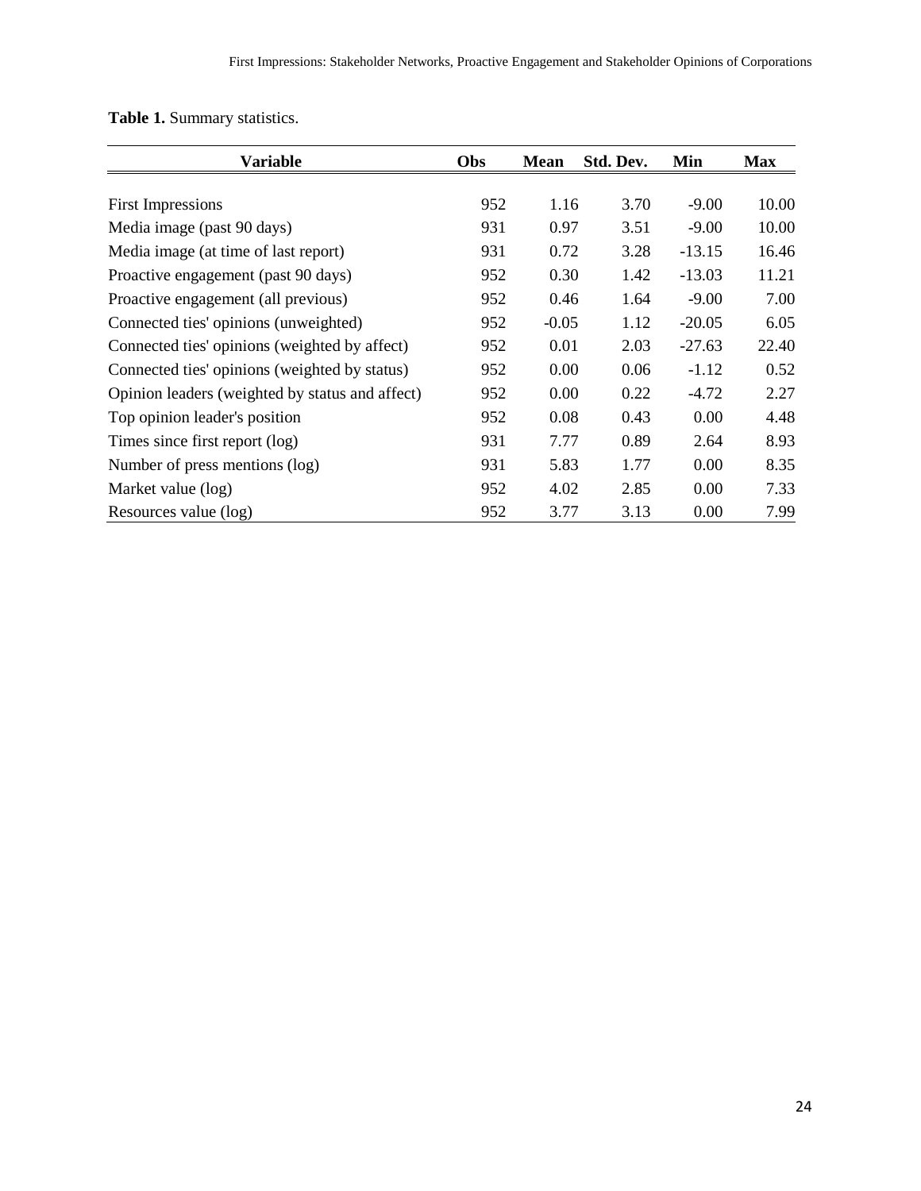**Table 1.** Summary statistics.

| Variable | Obs | Mean | Std. Dev. | Min | Max |
|---|---|---|---|---|---|
| First Impressions | 952 | 1.16 | 3.70 | -9.00 | 10.00 |
| Media image (past 90 days) | 931 | 0.97 | 3.51 | -9.00 | 10.00 |
| Media image (at time of last report) | 931 | 0.72 | 3.28 | -13.15 | 16.46 |
| Proactive engagement (past 90 days) | 952 | 0.30 | 1.42 | -13.03 | 11.21 |
| Proactive engagement (all previous) | 952 | 0.46 | 1.64 | -9.00 | 7.00 |
| Connected ties' opinions (unweighted) | 952 | -0.05 | 1.12 | -20.05 | 6.05 |
| Connected ties' opinions (weighted by affect) | 952 | 0.01 | 2.03 | -27.63 | 22.40 |
| Connected ties' opinions (weighted by status) | 952 | 0.00 | 0.06 | -1.12 | 0.52 |
| Opinion leaders (weighted by status and affect) | 952 | 0.00 | 0.22 | -4.72 | 2.27 |
| Top opinion leader's position | 952 | 0.08 | 0.43 | 0.00 | 4.48 |
| Times since first report (log) | 931 | 7.77 | 0.89 | 2.64 | 8.93 |
| Number of press mentions (log) | 931 | 5.83 | 1.77 | 0.00 | 8.35 |
| Market value (log) | 952 | 4.02 | 2.85 | 0.00 | 7.33 |
| Resources value (log) | 952 | 3.77 | 3.13 | 0.00 | 7.99 |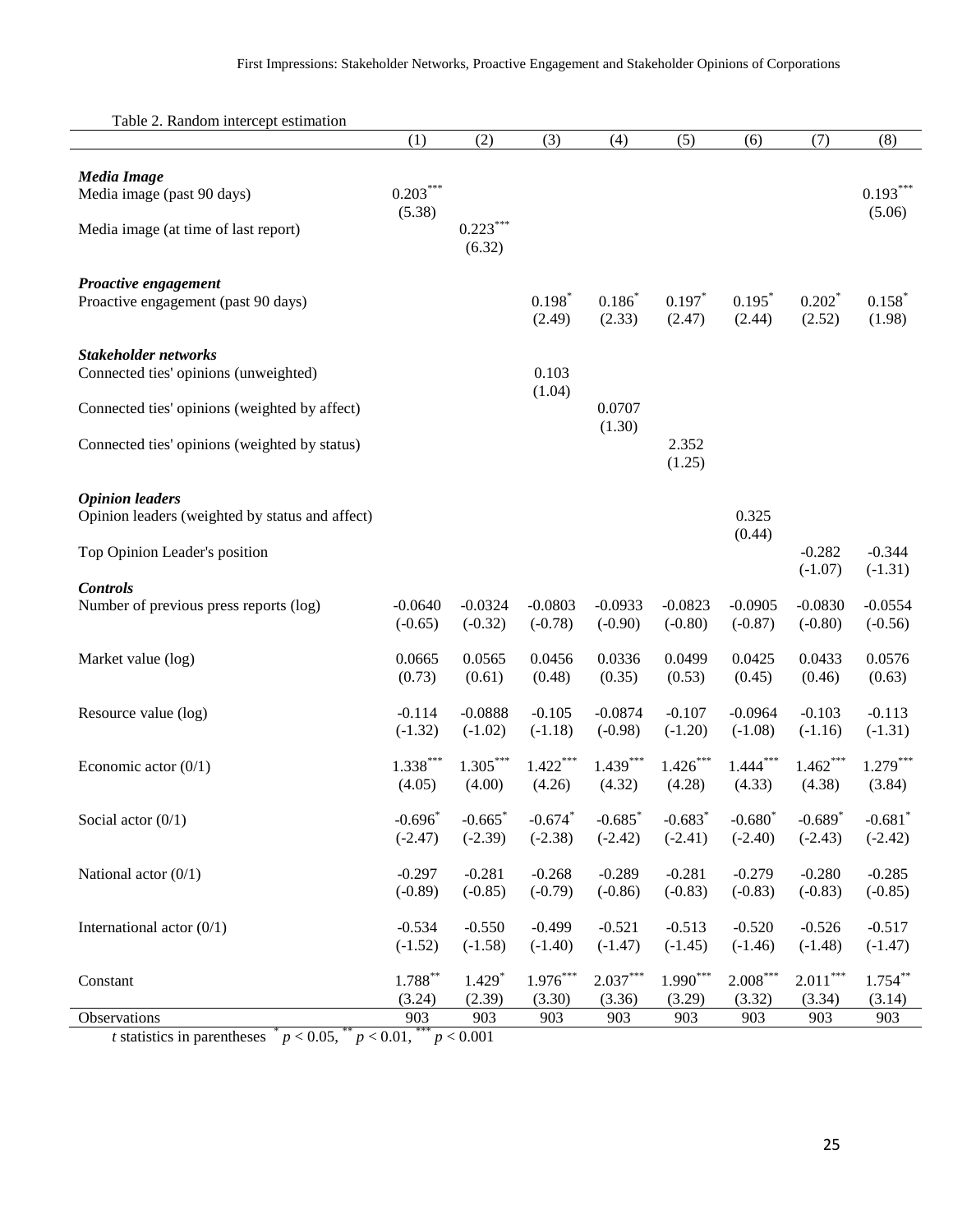Table 2. Random intercept estimation

| | (1) | (2) | (3) | (4) | (5) | (6) | (7) | (8) |
|---|---|---|---|---|---|---|---|---|
| ***Media Image*** | | | | | | | | |
| Media image (past 90 days) | 0.203*** | | | | | | | 0.193*** |
| | (5.38) | | | | | | | (5.06) |
| Media image (at time of last report) | | 0.223*** | | | | | | |
| | | (6.32) | | | | | | |
| ***Proactive engagement*** | | | | | | | | |
| Proactive engagement (past 90 days) | | | 0.198* | 0.186* | 0.197* | 0.195* | 0.202* | 0.158* |
| | | | (2.49) | (2.33) | (2.47) | (2.44) | (2.52) | (1.98) |
| ***Stakeholder networks*** | | | | | | | | |
| Connected ties' opinions (unweighted) | | | 0.103 | | | | | |
| | | | (1.04) | | | | | |
| Connected ties' opinions (weighted by affect) | | | | 0.0707 | | | | |
| | | | | (1.30) | | | | |
| Connected ties' opinions (weighted by status) | | | | | 2.352 | | | |
| | | | | | (1.25) | | | |
| ***Opinion leaders*** | | | | | | | | |
| Opinion leaders (weighted by status and affect) | | | | | | 0.325 | | |
| | | | | | | (0.44) | | |
| Top Opinion Leader's position | | | | | | | -0.282 | -0.344 |
| | | | | | | | (-1.07) | (-1.31) |
| ***Controls*** | | | | | | | | |
| Number of previous press reports (log) | -0.0640 | -0.0324 | -0.0803 | -0.0933 | -0.0823 | -0.0905 | -0.0830 | -0.0554 |
| | (-0.65) | (-0.32) | (-0.78) | (-0.90) | (-0.80) | (-0.87) | (-0.80) | (-0.56) |
| Market value (log) | 0.0665 | 0.0565 | 0.0456 | 0.0336 | 0.0499 | 0.0425 | 0.0433 | 0.0576 |
| | (0.73) | (0.61) | (0.48) | (0.35) | (0.53) | (0.45) | (0.46) | (0.63) |
| Resource value (log) | -0.114 | -0.0888 | -0.105 | -0.0874 | -0.107 | -0.0964 | -0.103 | -0.113 |
| | (-1.32) | (-1.02) | (-1.18) | (-0.98) | (-1.20) | (-1.08) | (-1.16) | (-1.31) |
| Economic actor (0/1) | 1.338*** | 1.305*** | 1.422*** | 1.439*** | 1.426*** | 1.444*** | 1.462*** | 1.279*** |
| | (4.05) | (4.00) | (4.26) | (4.32) | (4.28) | (4.33) | (4.38) | (3.84) |
| Social actor (0/1) | -0.696* | -0.665* | -0.674* | -0.685* | -0.683* | -0.680* | -0.689* | -0.681* |
| | (-2.47) | (-2.39) | (-2.38) | (-2.42) | (-2.41) | (-2.40) | (-2.43) | (-2.42) |
| National actor (0/1) | -0.297 | -0.281 | -0.268 | -0.289 | -0.281 | -0.279 | -0.280 | -0.285 |
| | (-0.89) | (-0.85) | (-0.79) | (-0.86) | (-0.83) | (-0.83) | (-0.83) | (-0.85) |
| International actor (0/1) | -0.534 | -0.550 | -0.499 | -0.521 | -0.513 | -0.520 | -0.526 | -0.517 |
| | (-1.52) | (-1.58) | (-1.40) | (-1.47) | (-1.45) | (-1.46) | (-1.48) | (-1.47) |
| Constant | 1.788** | 1.429* | 1.976*** | 2.037*** | 1.990*** | 2.008*** | 2.011*** | 1.754** |
| | (3.24) | (2.39) | (3.30) | (3.36) | (3.29) | (3.32) | (3.34) | (3.14) |
| Observations | 903 | 903 | 903 | 903 | 903 | 903 | 903 | 903 |

*t* statistics in parentheses * $p < 0.05$, ** $p < 0.01$, *** $p < 0.001$